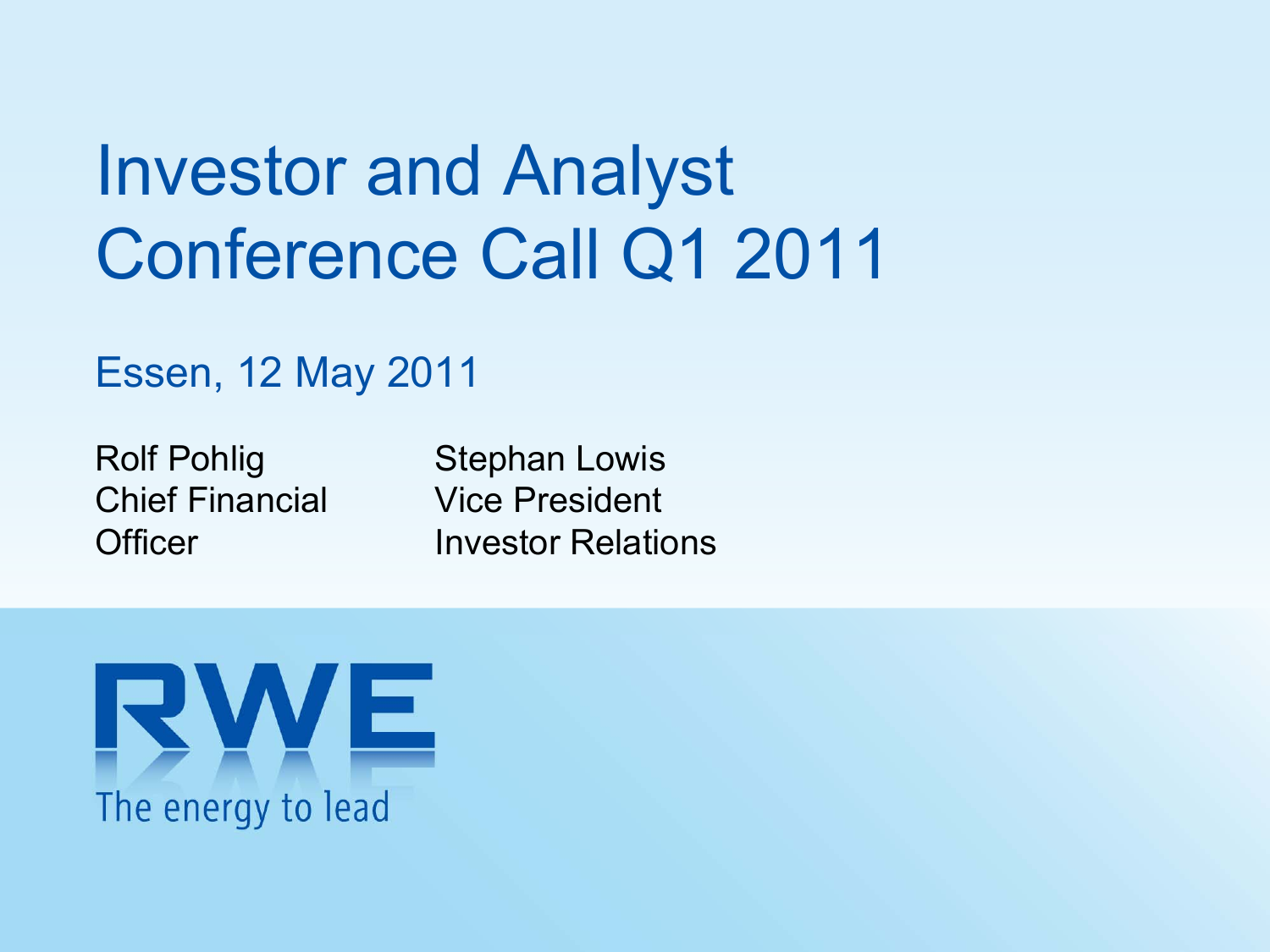# Investor and Analyst Conference Call Q1 2011

Essen, 12 May 2011

Rolf Pohlig
Chief Financial Officer

Stephan Lowis
Vice President
Investor Relations

RWE
The energy to lead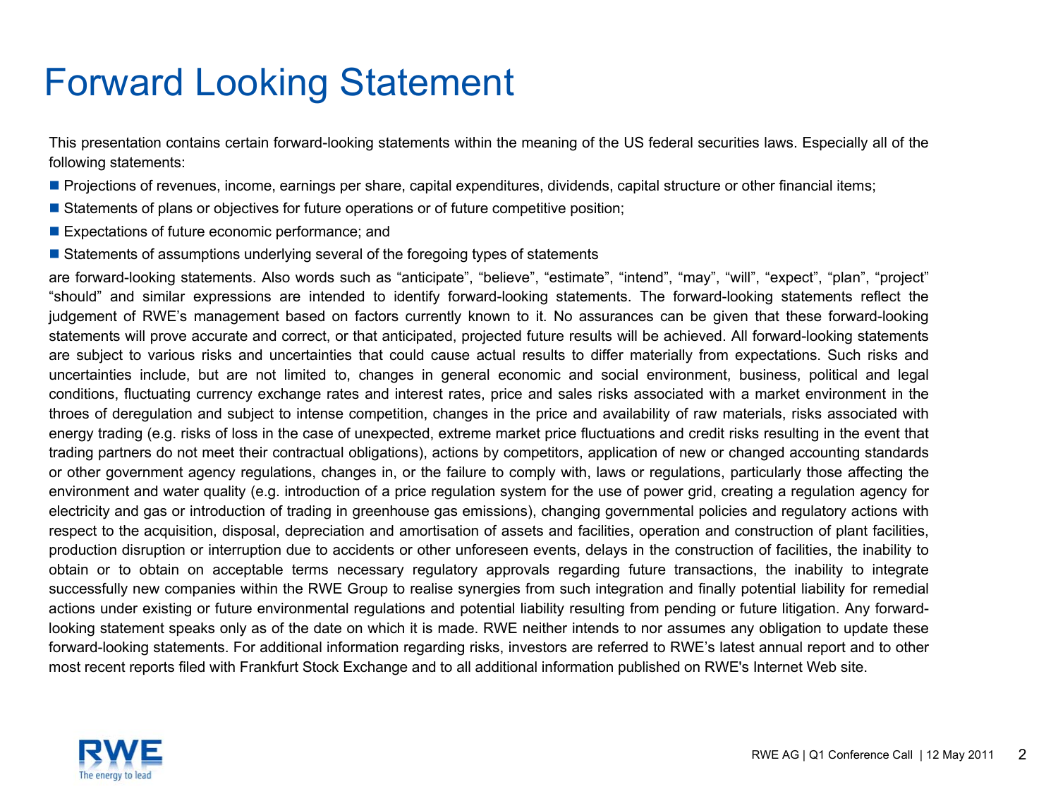# Forward Looking Statement

This presentation contains certain forward-looking statements within the meaning of the US federal securities laws. Especially all of the following statements:

- Projections of revenues, income, earnings per share, capital expenditures, dividends, capital structure or other financial items;
- Statements of plans or objectives for future operations or of future competitive position;
- Expectations of future economic performance; and
- Statements of assumptions underlying several of the foregoing types of statements

are forward-looking statements. Also words such as “anticipate”, “believe”, “estimate”, “intend”, “may”, “will”, “expect”, “plan”, “project” “should” and similar expressions are intended to identify forward-looking statements. The forward-looking statements reflect the judgement of RWE’s management based on factors currently known to it. No assurances can be given that these forward-looking statements will prove accurate and correct, or that anticipated, projected future results will be achieved. All forward-looking statements are subject to various risks and uncertainties that could cause actual results to differ materially from expectations. Such risks and uncertainties include, but are not limited to, changes in general economic and social environment, business, political and legal conditions, fluctuating currency exchange rates and interest rates, price and sales risks associated with a market environment in the throes of deregulation and subject to intense competition, changes in the price and availability of raw materials, risks associated with energy trading (e.g. risks of loss in the case of unexpected, extreme market price fluctuations and credit risks resulting in the event that trading partners do not meet their contractual obligations), actions by competitors, application of new or changed accounting standards or other government agency regulations, changes in, or the failure to comply with, laws or regulations, particularly those affecting the environment and water quality (e.g. introduction of a price regulation system for the use of power grid, creating a regulation agency for electricity and gas or introduction of trading in greenhouse gas emissions), changing governmental policies and regulatory actions with respect to the acquisition, disposal, depreciation and amortisation of assets and facilities, operation and construction of plant facilities, production disruption or interruption due to accidents or other unforeseen events, delays in the construction of facilities, the inability to obtain or to obtain on acceptable terms necessary regulatory approvals regarding future transactions, the inability to integrate successfully new companies within the RWE Group to realise synergies from such integration and finally potential liability for remedial actions under existing or future environmental regulations and potential liability resulting from pending or future litigation. Any forward-looking statement speaks only as of the date on which it is made. RWE neither intends to nor assumes any obligation to update these forward-looking statements. For additional information regarding risks, investors are referred to RWE’s latest annual report and to other most recent reports filed with Frankfurt Stock Exchange and to all additional information published on RWE's Internet Web site.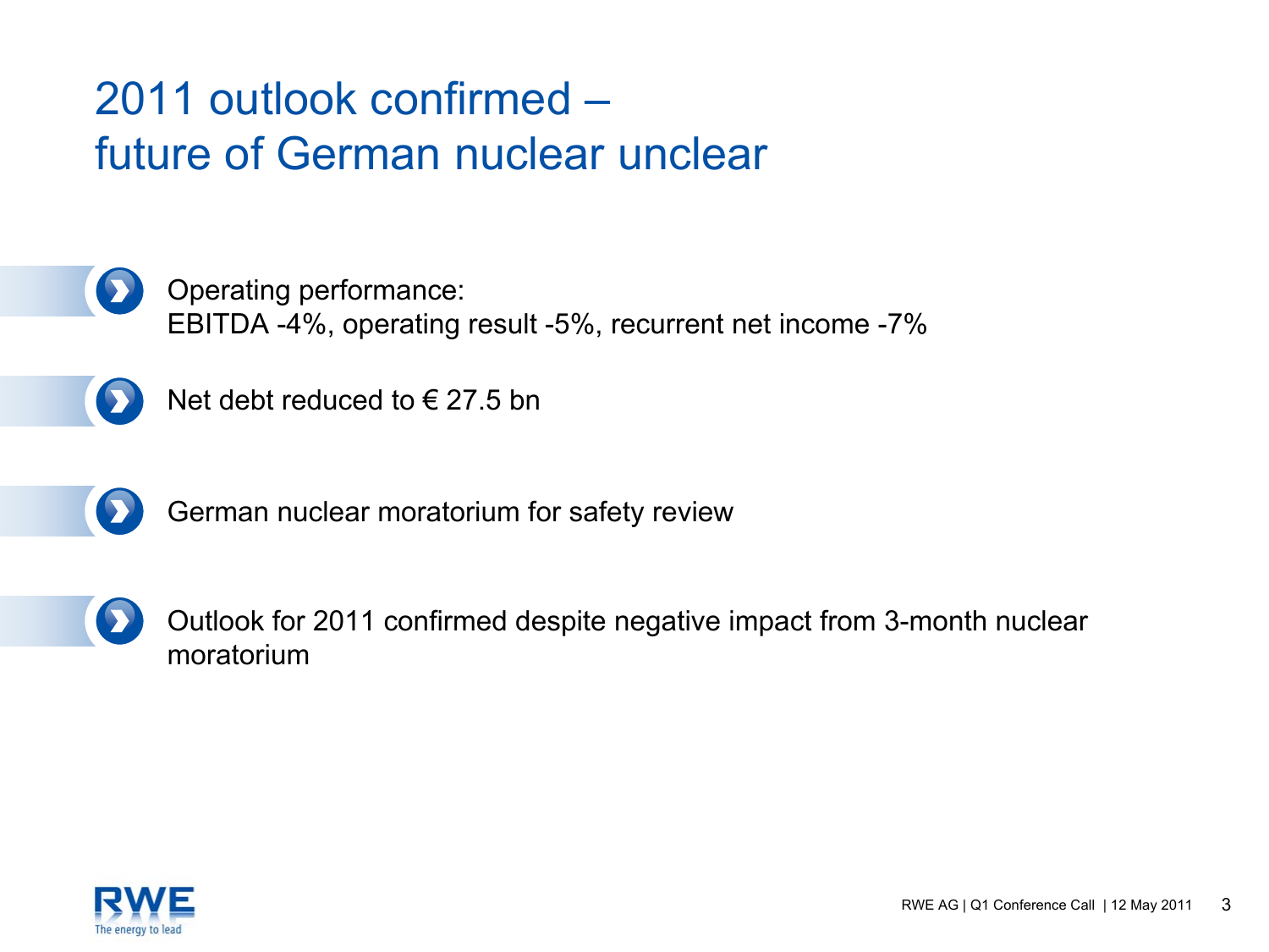# 2011 outlook confirmed – future of German nuclear unclear

- Operating performance:
  EBITDA -4%, operating result -5%, recurrent net income -7%
- Net debt reduced to € 27.5 bn
- German nuclear moratorium for safety review
- Outlook for 2011 confirmed despite negative impact from 3-month nuclear moratorium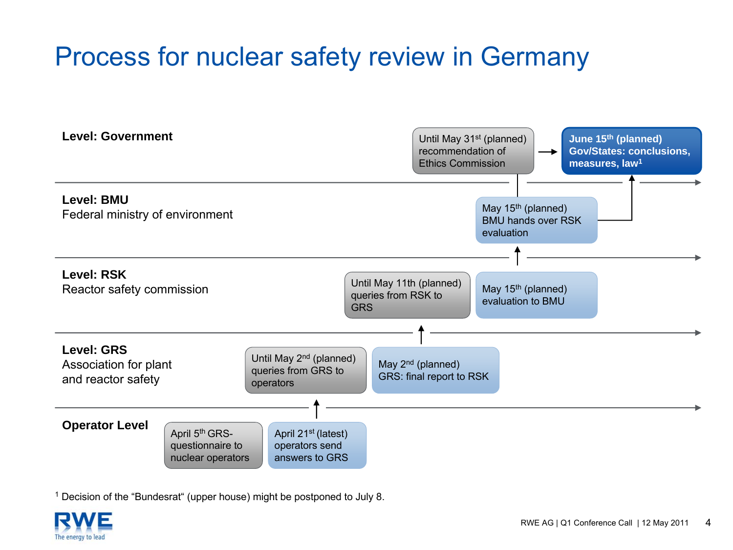# Process for nuclear safety review in Germany

**Level: Government**

- Until May 31st (planned) recommendation of Ethics Commission
- **June 15th (planned) Gov/States: conclusions, measures, law[1]**

**Level: BMU**
Federal ministry of environment

- May 15th (planned) BMU hands over RSK evaluation

**Level: RSK**
Reactor safety commission

- Until May 11th (planned) queries from RSK to GRS
- May 15th (planned) evaluation to BMU

**Level: GRS**
Association for plant and reactor safety

- Until May 2nd (planned) queries from GRS to operators
- May 2nd (planned) GRS: final report to RSK

**Operator Level**

- April 5th GRS-questionnaire to nuclear operators
- April 21st (latest) operators send answers to GRS

[1] Decision of the "Bundesrat" (upper house) might be postponed to July 8.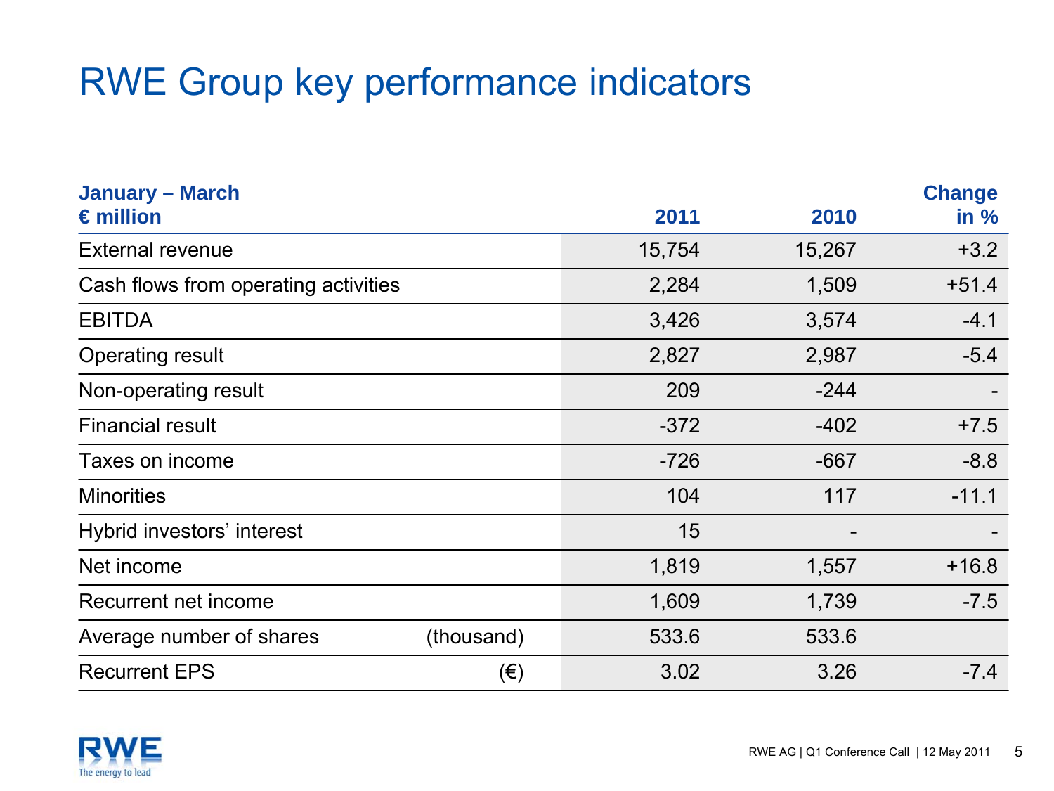# RWE Group key performance indicators

| January – March<br>€ million | | 2011 | 2010 | Change in % |
|---|---|---|---|---|
| External revenue | | 15,754 | 15,267 | +3.2 |
| Cash flows from operating activities | | 2,284 | 1,509 | +51.4 |
| EBITDA | | 3,426 | 3,574 | -4.1 |
| Operating result | | 2,827 | 2,987 | -5.4 |
| Non-operating result | | 209 | -244 | - |
| Financial result | | -372 | -402 | +7.5 |
| Taxes on income | | -726 | -667 | -8.8 |
| Minorities | | 104 | 117 | -11.1 |
| Hybrid investors' interest | | 15 | - | - |
| Net income | | 1,819 | 1,557 | +16.8 |
| Recurrent net income | | 1,609 | 1,739 | -7.5 |
| Average number of shares | (thousand) | 533.6 | 533.6 | |
| Recurrent EPS | (€) | 3.02 | 3.26 | -7.4 |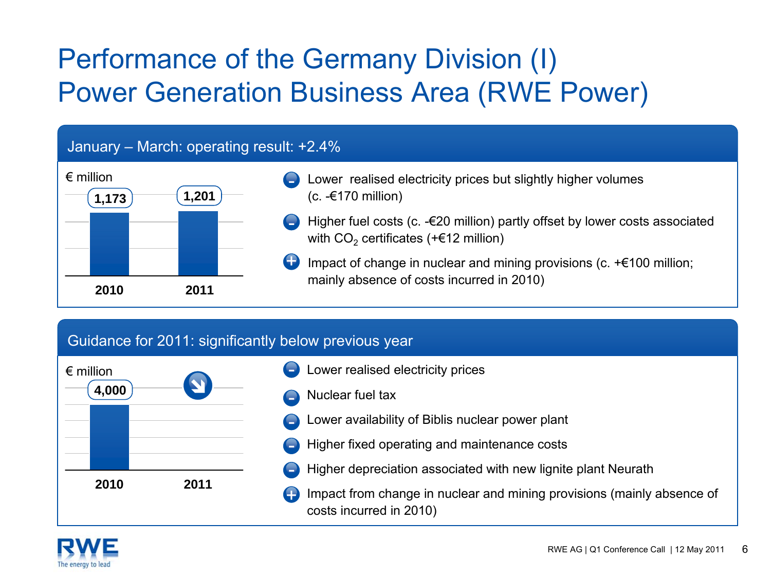# Performance of the Germany Division (I)
# Power Generation Business Area (RWE Power)

## January – March: operating result: +2.4%

€ million

| 2010 | 2011 |
|---|---|
| 1,173 | 1,201 |

- Lower realised electricity prices but slightly higher volumes (c. -€170 million)
- Higher fuel costs (c. -€20 million) partly offset by lower costs associated with $CO_2$ certificates (+€12 million)
- Impact of change in nuclear and mining provisions (c. +€100 million; mainly absence of costs incurred in 2010)

## Guidance for 2011: significantly below previous year

€ million

| 2010 | 2011 |
|---|---|
| 4,000 | ↘ |

- Lower realised electricity prices
- Nuclear fuel tax
- Lower availability of Biblis nuclear power plant
- Higher fixed operating and maintenance costs
- Higher depreciation associated with new lignite plant Neurath
- Impact from change in nuclear and mining provisions (mainly absence of costs incurred in 2010)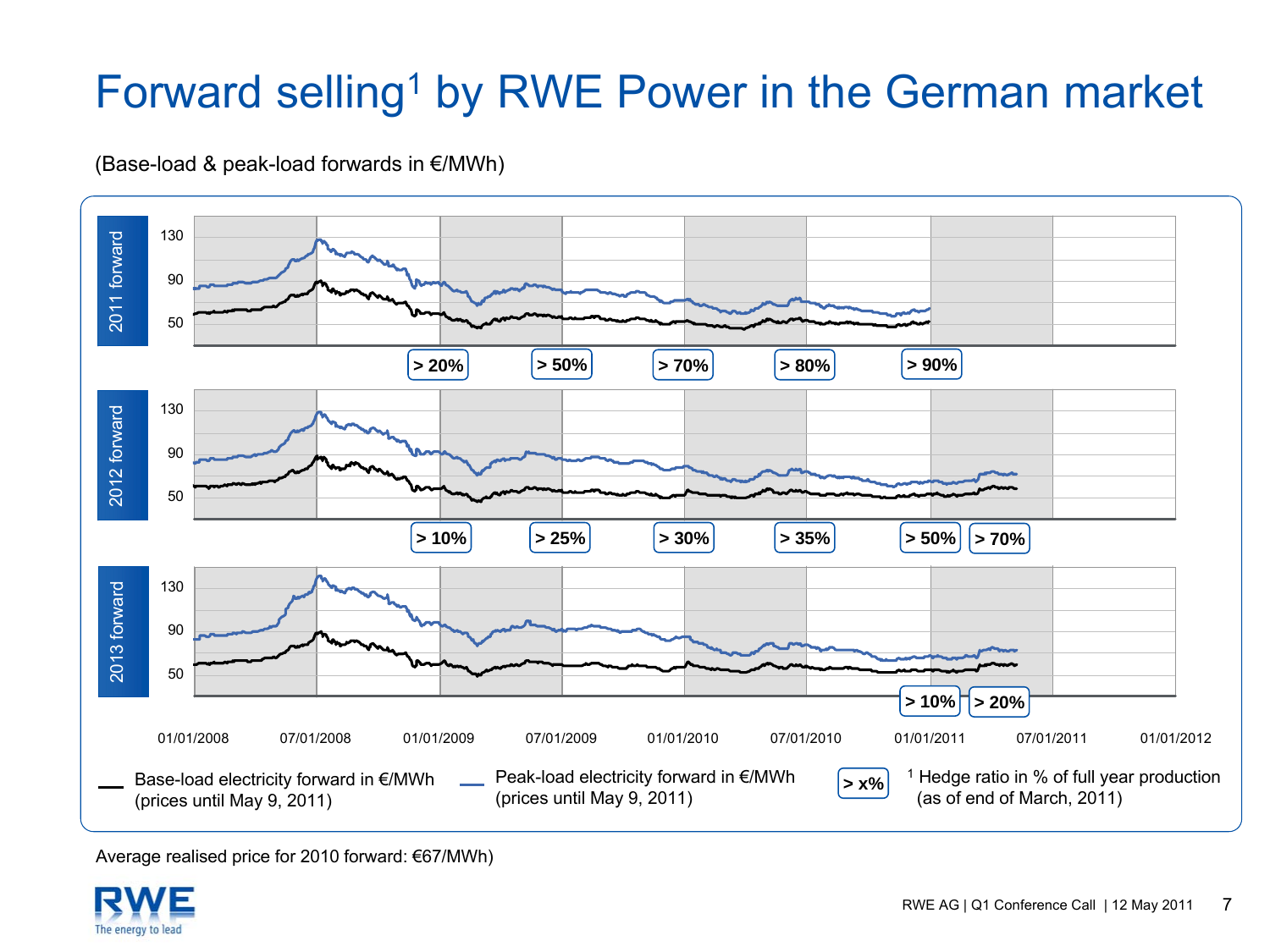# Forward selling[1] by RWE Power in the German market

(Base-load & peak-load forwards in €/MWh)

2011 forward

130
90
50

> 20%
> 50%
> 70%
> 80%
> 90%

2012 forward

130
90
50

> 10%
> 25%
> 30%
> 35%
> 50%
> 70%

2013 forward

130
90
50

> 10%
> 20%

01/01/2008
07/01/2008
01/01/2009
07/01/2009
01/01/2010
07/01/2010
01/01/2011
07/01/2011
01/01/2012

Base-load electricity forward in €/MWh (prices until May 9, 2011)

Peak-load electricity forward in €/MWh (prices until May 9, 2011)

> x%

[1] Hedge ratio in % of full year production (as of end of March, 2011)

Average realised price for 2010 forward: €67/MWh)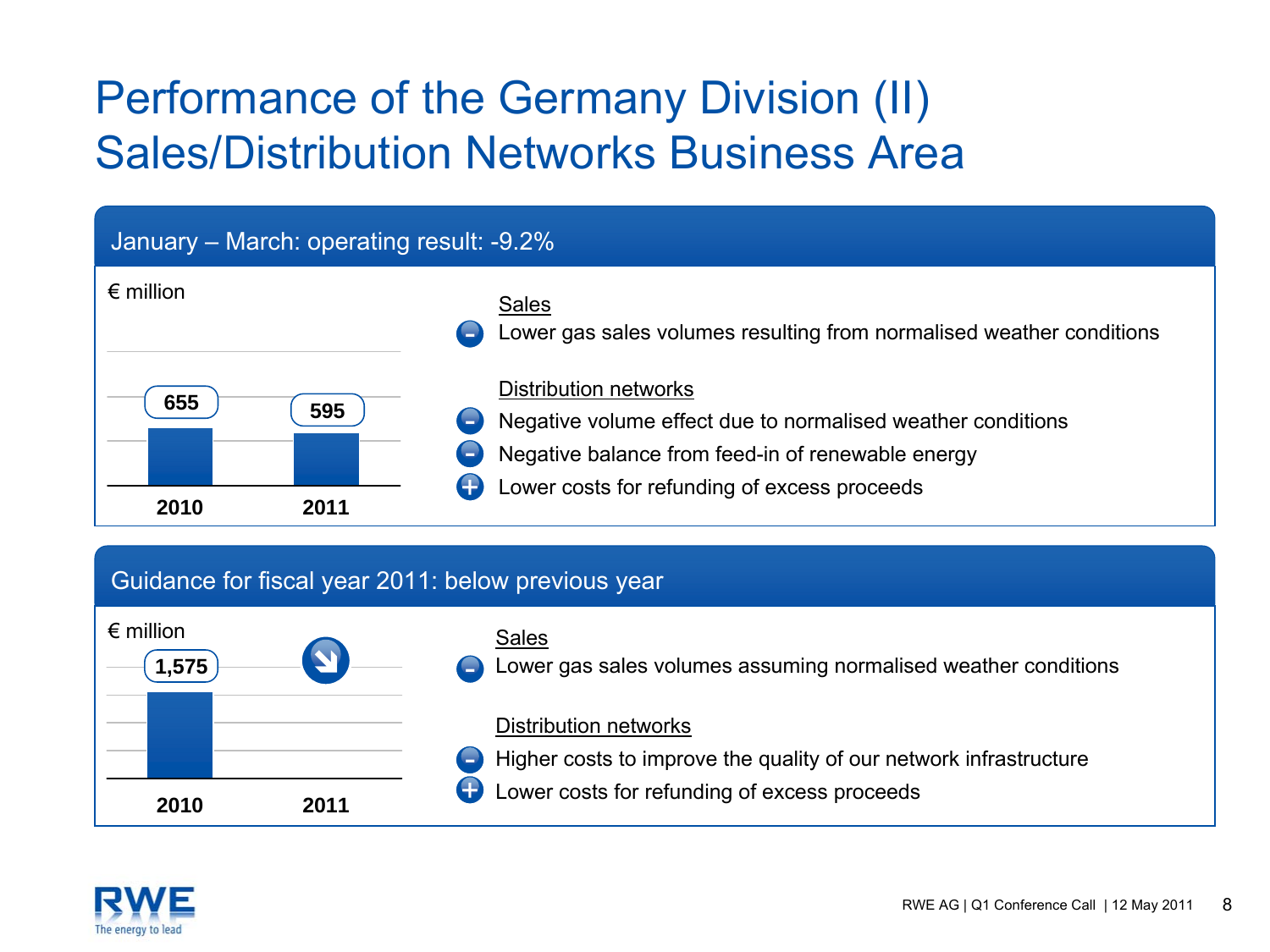# Performance of the Germany Division (II)
# Sales/Distribution Networks Business Area

## January – March: operating result: -9.2%

€ million

655
595
2010
2011

Sales

- − Lower gas sales volumes resulting from normalised weather conditions

Distribution networks

- − Negative volume effect due to normalised weather conditions
- − Negative balance from feed-in of renewable energy
- + Lower costs for refunding of excess proceeds

## Guidance for fiscal year 2011: below previous year

€ million

1,575
2010
2011

Sales

- − Lower gas sales volumes assuming normalised weather conditions

Distribution networks

- − Higher costs to improve the quality of our network infrastructure
- + Lower costs for refunding of excess proceeds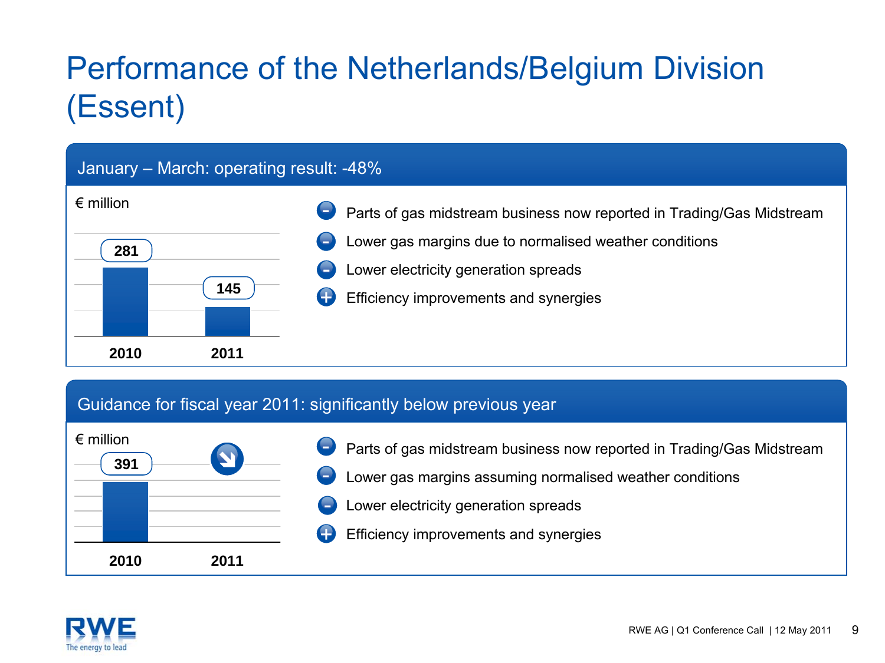# Performance of the Netherlands/Belgium Division (Essent)

## January – March: operating result: -48%

€ million

281

145

2010

2011

- − Parts of gas midstream business now reported in Trading/Gas Midstream
- − Lower gas margins due to normalised weather conditions
- − Lower electricity generation spreads
- + Efficiency improvements and synergies

## Guidance for fiscal year 2011: significantly below previous year

€ million

391

2010

2011

- − Parts of gas midstream business now reported in Trading/Gas Midstream
- − Lower gas margins assuming normalised weather conditions
- − Lower electricity generation spreads
- + Efficiency improvements and synergies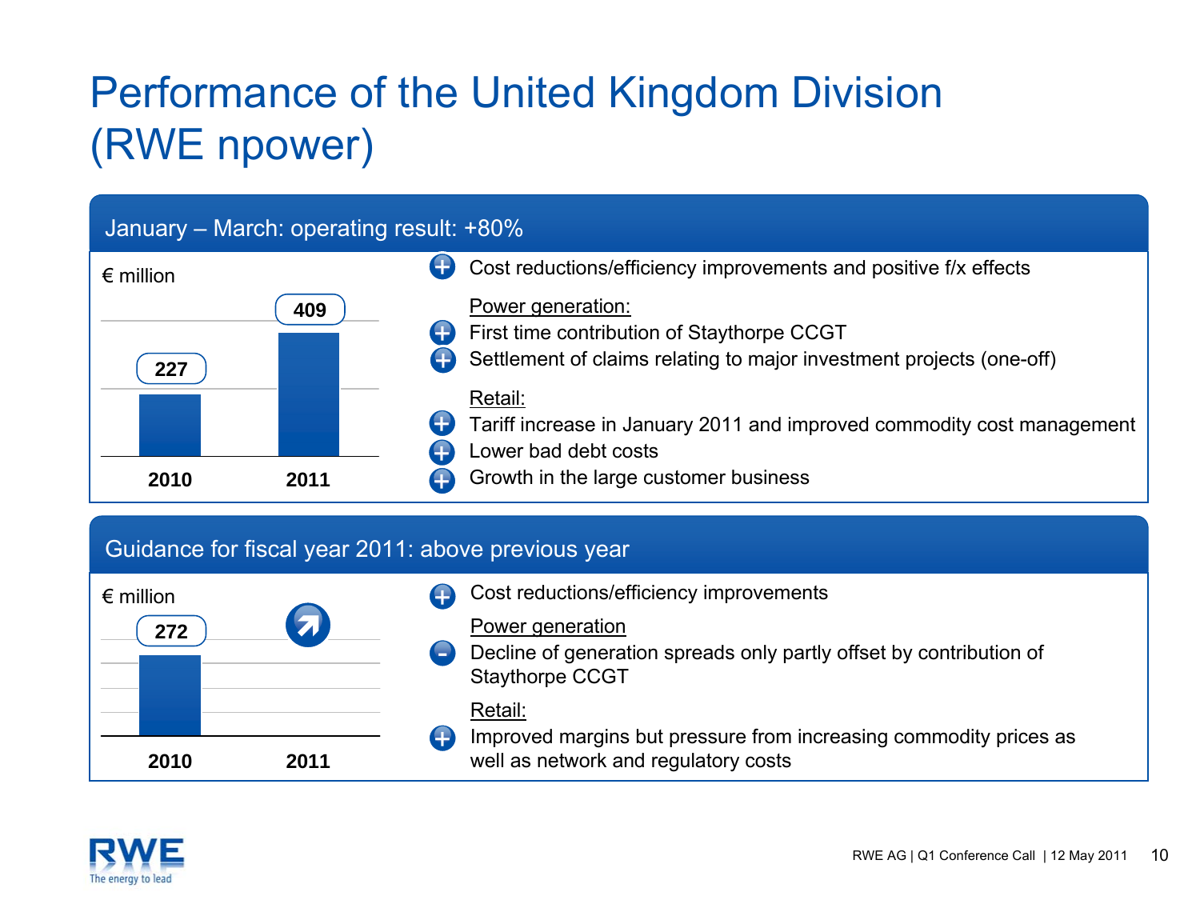# Performance of the United Kingdom Division (RWE npower)

## January – March: operating result: +80%

€ million

| 2010 | 2011 |
|---|---|
| 227 | 409 |

- + Cost reductions/efficiency improvements and positive f/x effects

Power generation:

- + First time contribution of Staythorpe CCGT
- + Settlement of claims relating to major investment projects (one-off)

Retail:

- + Tariff increase in January 2011 and improved commodity cost management
- + Lower bad debt costs
- + Growth in the large customer business

## Guidance for fiscal year 2011: above previous year

€ million

| 2010 | 2011 |
|---|---|
| 272 | ↗ |

- + Cost reductions/efficiency improvements

Power generation

- – Decline of generation spreads only partly offset by contribution of Staythorpe CCGT

Retail:

- + Improved margins but pressure from increasing commodity prices as well as network and regulatory costs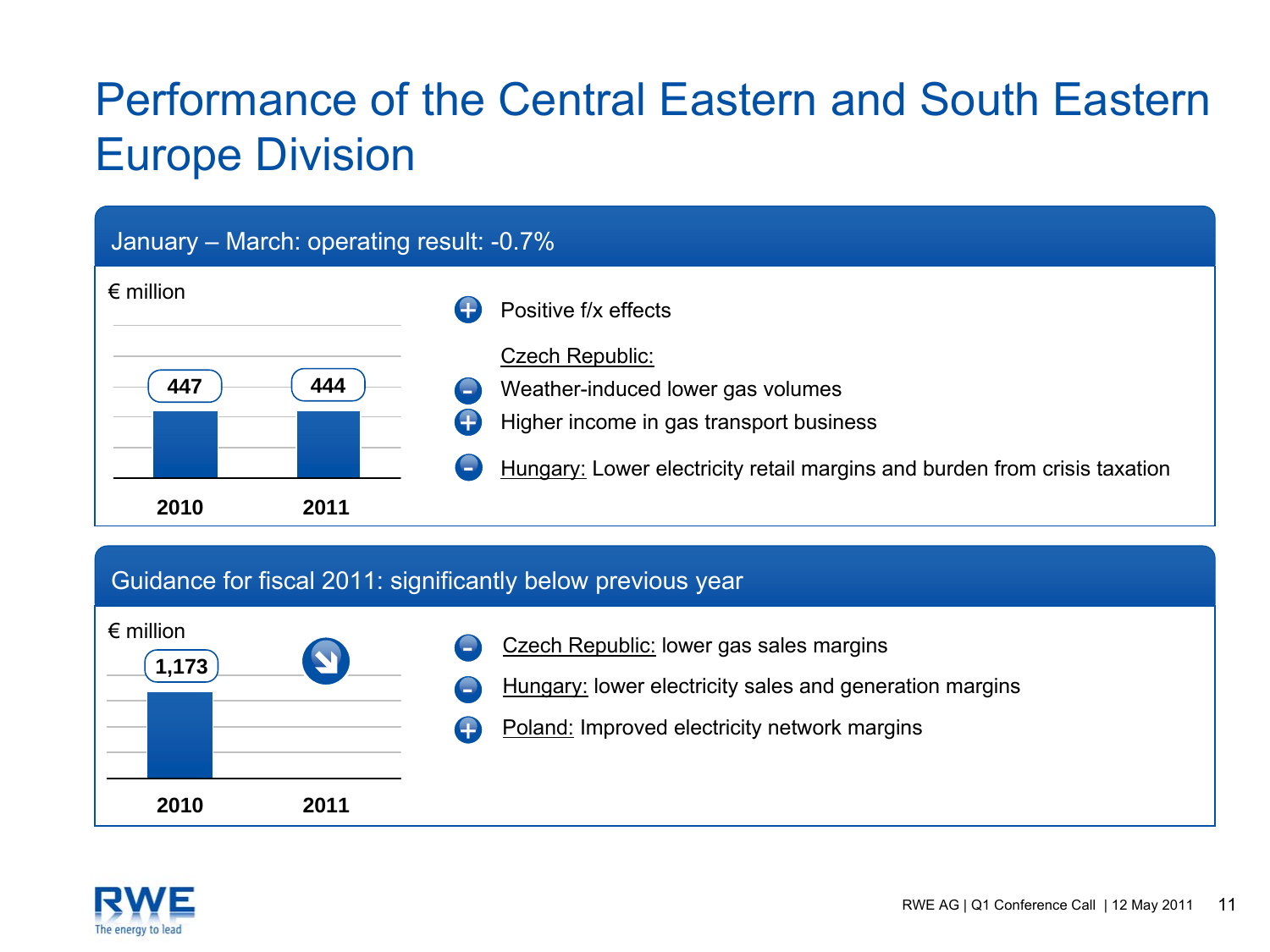# Performance of the Central Eastern and South Eastern Europe Division

## January – March: operating result: -0.7%

€ million

447

444

2010

2011

- \+ Positive f/x effects

Czech Republic:

- \- Weather-induced lower gas volumes
- \+ Higher income in gas transport business
- \- Hungary: Lower electricity retail margins and burden from crisis taxation

## Guidance for fiscal 2011: significantly below previous year

€ million

1,173

2010

2011

- \- Czech Republic: lower gas sales margins
- \- Hungary: lower electricity sales and generation margins
- \+ Poland: Improved electricity network margins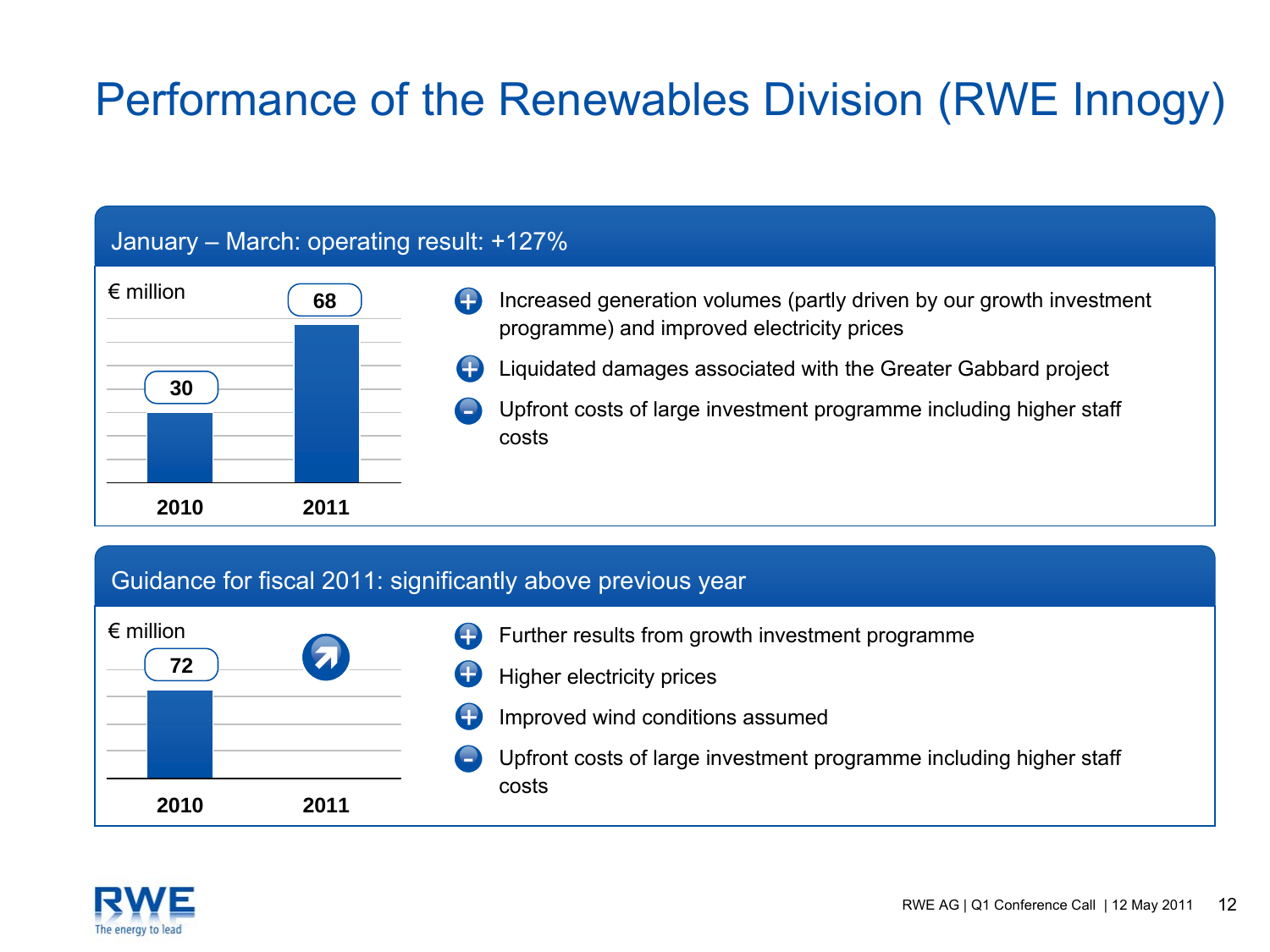# Performance of the Renewables Division (RWE Innogy)

## January – March: operating result: +127%

€ million

30

68

2010

2011

- + Increased generation volumes (partly driven by our growth investment programme) and improved electricity prices
- + Liquidated damages associated with the Greater Gabbard project
- – Upfront costs of large investment programme including higher staff costs

## Guidance for fiscal 2011: significantly above previous year

€ million

72

2010

2011

- + Further results from growth investment programme
- + Higher electricity prices
- + Improved wind conditions assumed
- – Upfront costs of large investment programme including higher staff costs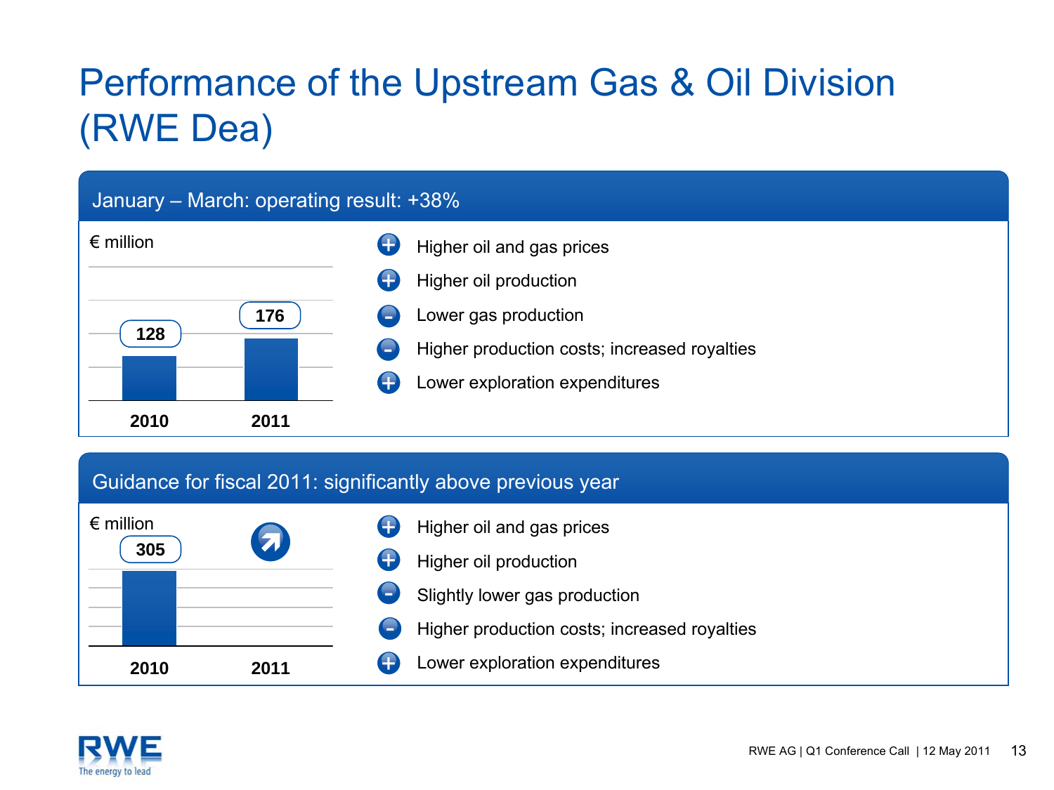# Performance of the Upstream Gas & Oil Division (RWE Dea)

## January – March: operating result: +38%

€ million

128

176

2010

2011

- (+) Higher oil and gas prices
- (+) Higher oil production
- (-) Lower gas production
- (-) Higher production costs; increased royalties
- (+) Lower exploration expenditures

## Guidance for fiscal 2011: significantly above previous year

€ million

305

2010

2011

- (+) Higher oil and gas prices
- (+) Higher oil production
- (-) Slightly lower gas production
- (-) Higher production costs; increased royalties
- (+) Lower exploration expenditures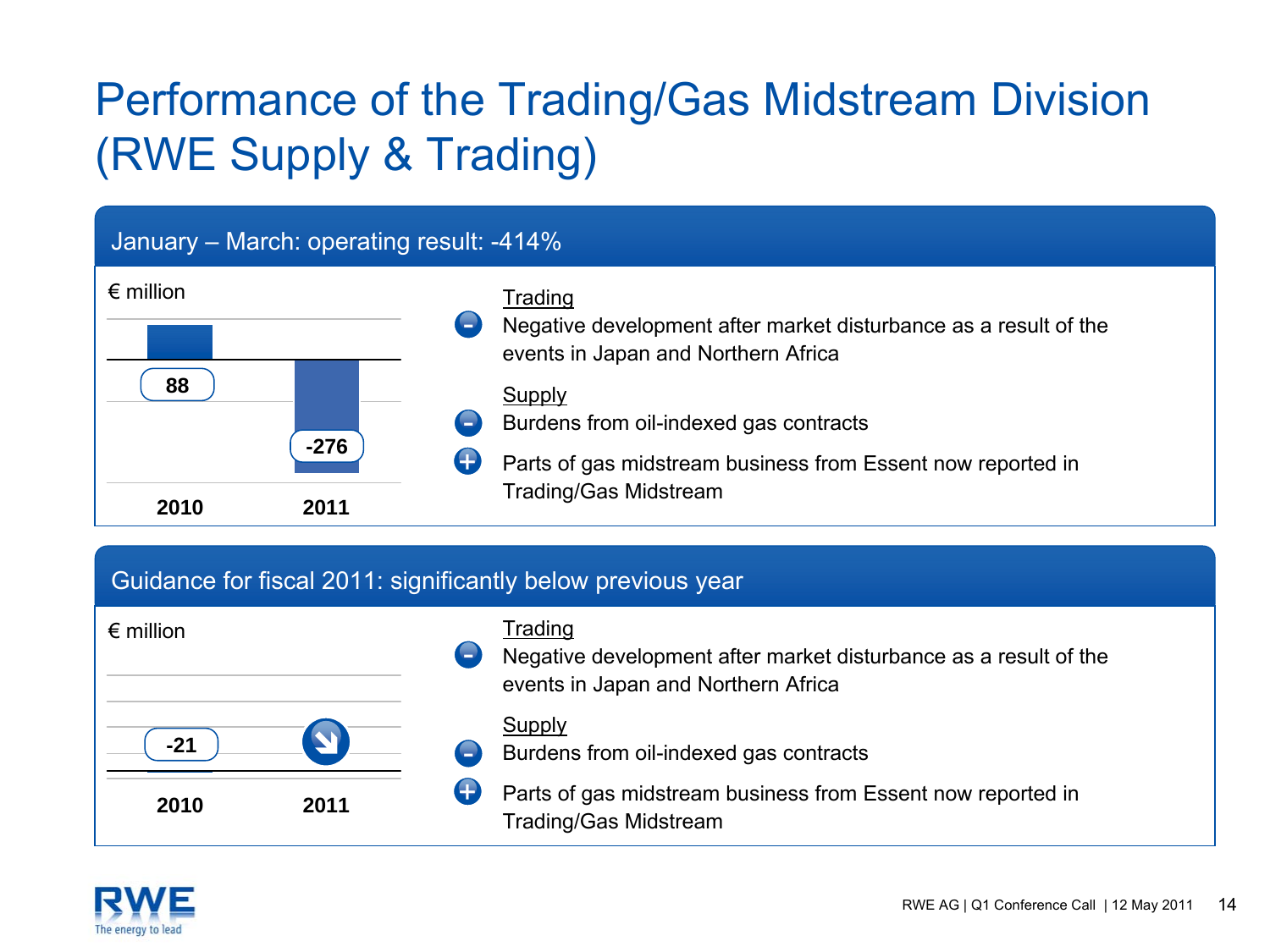# Performance of the Trading/Gas Midstream Division (RWE Supply & Trading)

## January – March: operating result: -414%

€ million

88

-276

2010

2011

Trading

- Negative development after market disturbance as a result of the events in Japan and Northern Africa

Supply

- Burdens from oil-indexed gas contracts
- + Parts of gas midstream business from Essent now reported in Trading/Gas Midstream

## Guidance for fiscal 2011: significantly below previous year

€ million

-21

2010

2011

Trading

- Negative development after market disturbance as a result of the events in Japan and Northern Africa

Supply

- Burdens from oil-indexed gas contracts
- + Parts of gas midstream business from Essent now reported in Trading/Gas Midstream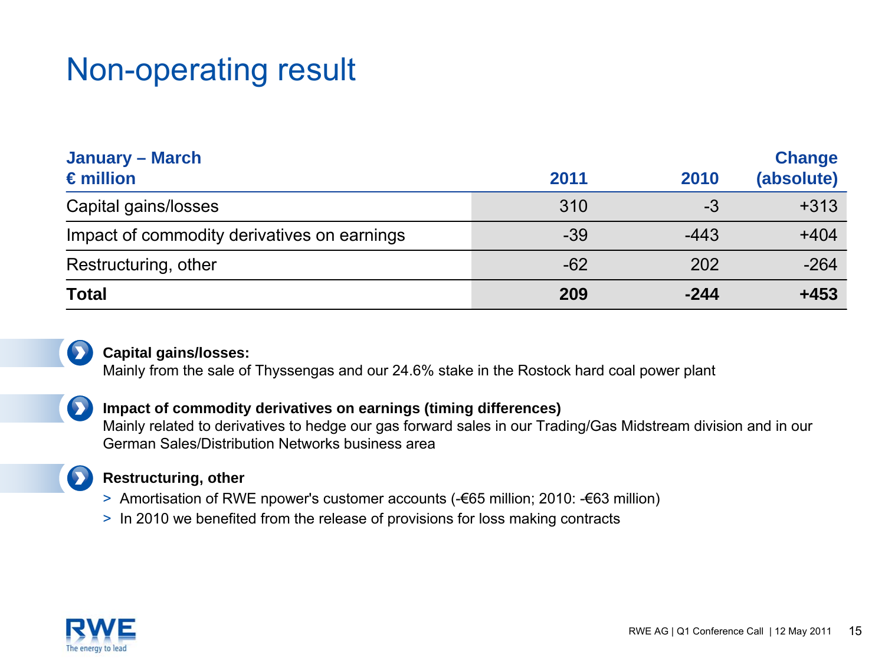# Non-operating result

| January – March<br>€ million | 2011 | 2010 | Change (absolute) |
|---|---|---|---|
| Capital gains/losses | 310 | -3 | +313 |
| Impact of commodity derivatives on earnings | -39 | -443 | +404 |
| Restructuring, other | -62 | 202 | -264 |
| **Total** | **209** | **-244** | **+453** |

**Capital gains/losses:**
Mainly from the sale of Thyssengas and our 24.6% stake in the Rostock hard coal power plant

**Impact of commodity derivatives on earnings (timing differences)**
Mainly related to derivatives to hedge our gas forward sales in our Trading/Gas Midstream division and in our German Sales/Distribution Networks business area

**Restructuring, other**

- Amortisation of RWE npower's customer accounts (-€65 million; 2010: -€63 million)
- In 2010 we benefited from the release of provisions for loss making contracts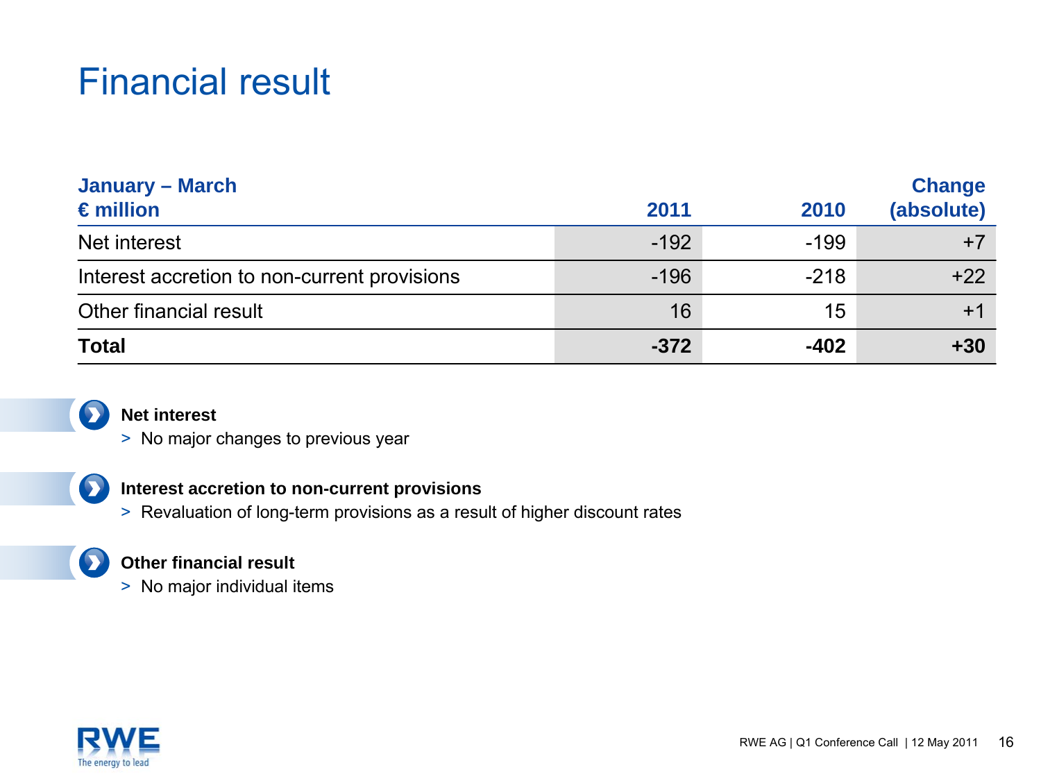# Financial result

| January – March<br>€ million | 2011 | 2010 | Change (absolute) |
|---|---|---|---|
| Net interest | -192 | -199 | +7 |
| Interest accretion to non-current provisions | -196 | -218 | +22 |
| Other financial result | 16 | 15 | +1 |
| **Total** | **-372** | **-402** | **+30** |

**Net interest**

> No major changes to previous year

**Interest accretion to non-current provisions**

> Revaluation of long-term provisions as a result of higher discount rates

**Other financial result**

> No major individual items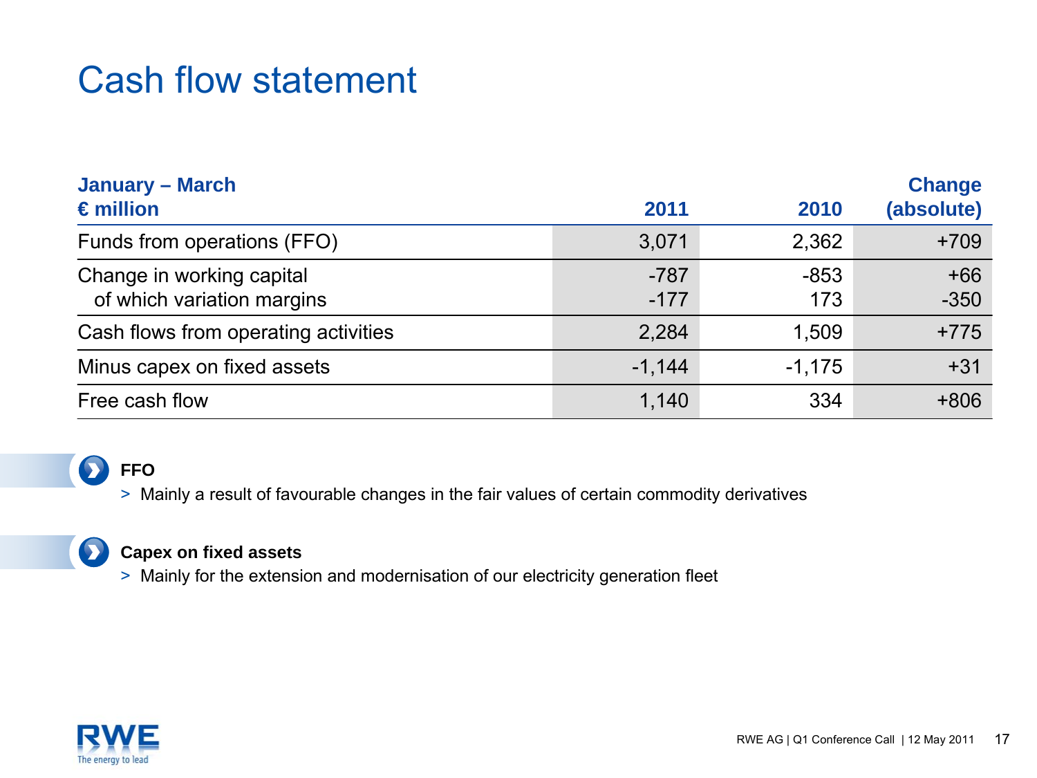# Cash flow statement

| January – March<br>€ million | 2011 | 2010 | Change (absolute) |
|---|---|---|---|
| Funds from operations (FFO) | 3,071 | 2,362 | +709 |
| Change in working capital | -787 | -853 | +66 |
| of which variation margins | -177 | 173 | -350 |
| Cash flows from operating activities | 2,284 | 1,509 | +775 |
| Minus capex on fixed assets | -1,144 | -1,175 | +31 |
| Free cash flow | 1,140 | 334 | +806 |

**FFO**

> Mainly a result of favourable changes in the fair values of certain commodity derivatives

**Capex on fixed assets**

> Mainly for the extension and modernisation of our electricity generation fleet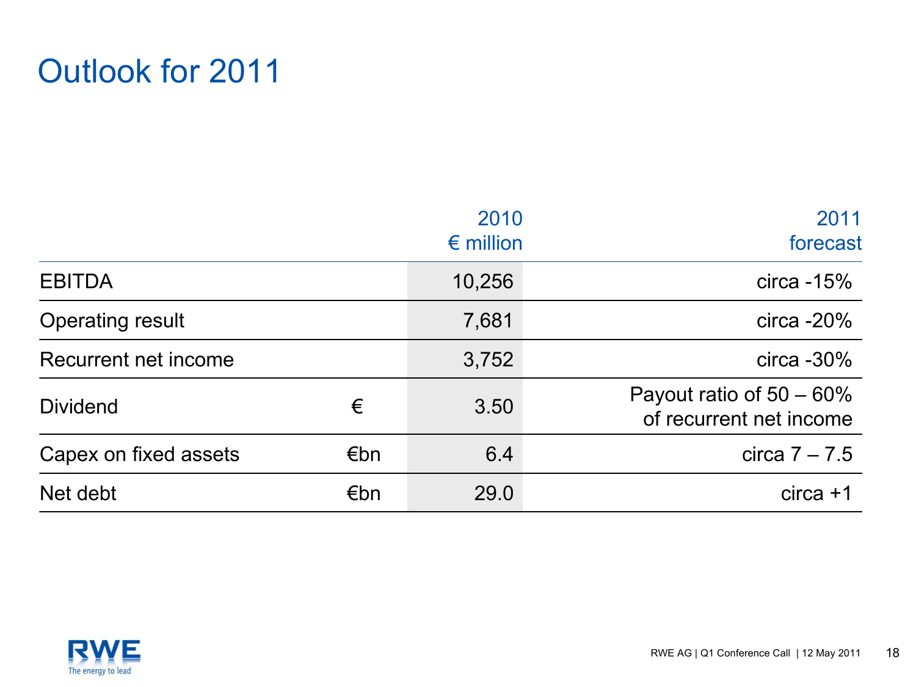# Outlook for 2011

| | | 2010<br>€ million | 2011<br>forecast |
|---|---|---|---|
| EBITDA | | 10,256 | circa -15% |
| Operating result | | 7,681 | circa -20% |
| Recurrent net income | | 3,752 | circa -30% |
| Dividend | € | 3.50 | Payout ratio of 50 – 60% of recurrent net income |
| Capex on fixed assets | €bn | 6.4 | circa 7 – 7.5 |
| Net debt | €bn | 29.0 | circa +1 |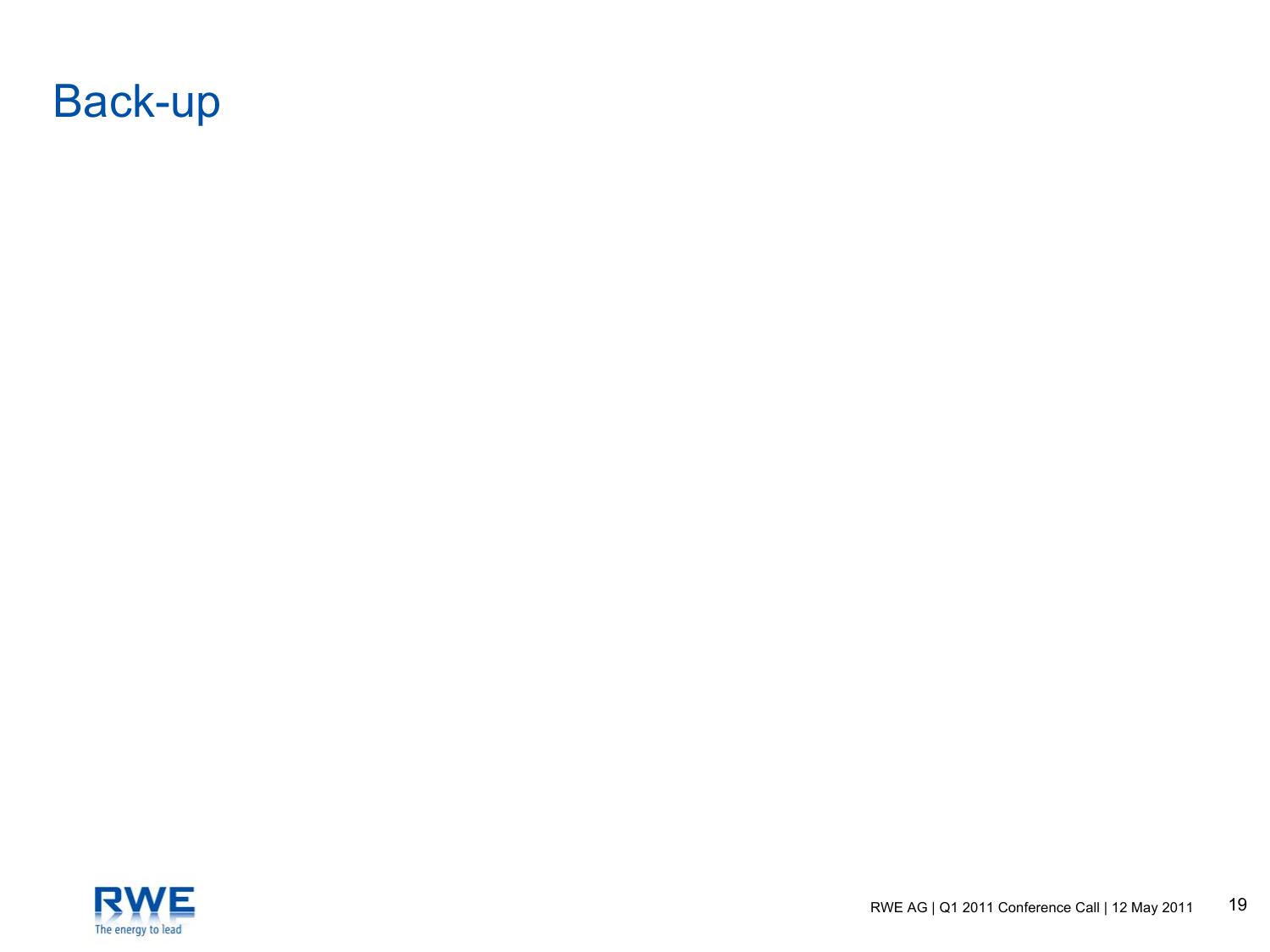# Back-up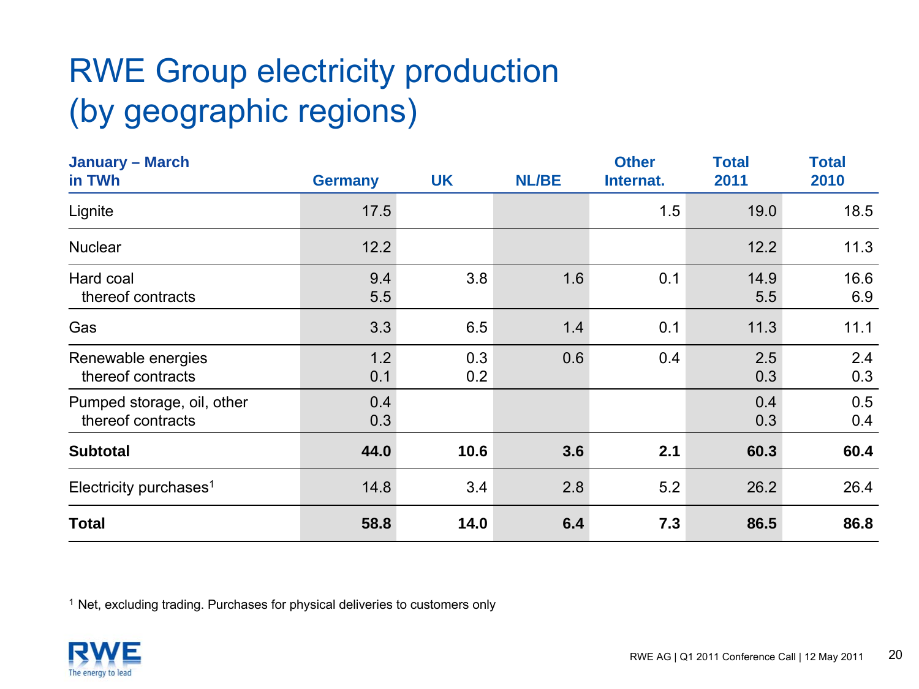# RWE Group electricity production (by geographic regions)

| January – March in TWh | Germany | UK | NL/BE | Other Internat. | Total 2011 | Total 2010 |
|---|---|---|---|---|---|---|
| Lignite | 17.5 | | | 1.5 | 19.0 | 18.5 |
| Nuclear | 12.2 | | | | 12.2 | 11.3 |
| Hard coal | 9.4 | 3.8 | 1.6 | 0.1 | 14.9 | 16.6 |
| thereof contracts | 5.5 | | | | 5.5 | 6.9 |
| Gas | 3.3 | 6.5 | 1.4 | 0.1 | 11.3 | 11.1 |
| Renewable energies | 1.2 | 0.3 | 0.6 | 0.4 | 2.5 | 2.4 |
| thereof contracts | 0.1 | 0.2 | | | 0.3 | 0.3 |
| Pumped storage, oil, other | 0.4 | | | | 0.4 | 0.5 |
| thereof contracts | 0.3 | | | | 0.3 | 0.4 |
| **Subtotal** | **44.0** | **10.6** | **3.6** | **2.1** | **60.3** | **60.4** |
| Electricity purchases[1] | 14.8 | 3.4 | 2.8 | 5.2 | 26.2 | 26.4 |
| **Total** | **58.8** | **14.0** | **6.4** | **7.3** | **86.5** | **86.8** |

[1] Net, excluding trading. Purchases for physical deliveries to customers only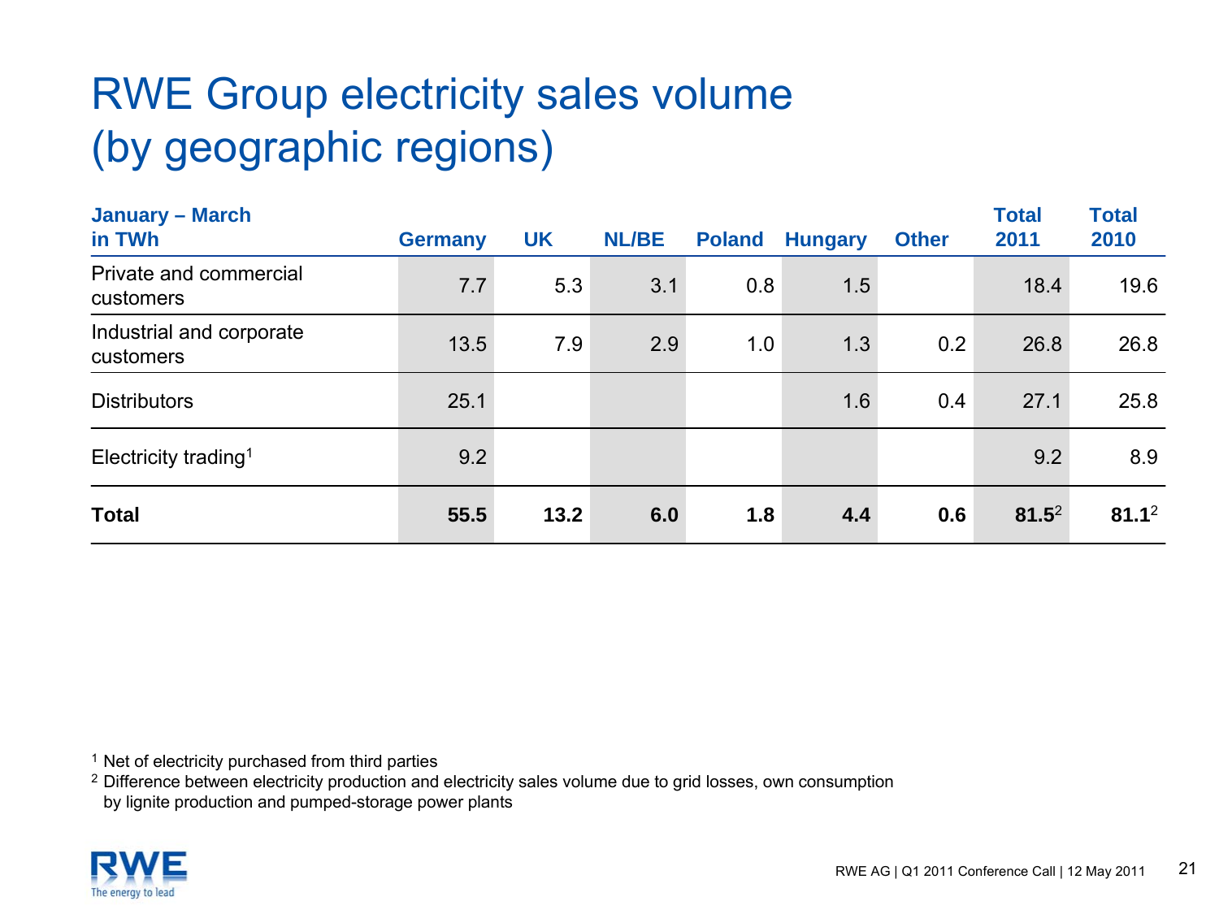# RWE Group electricity sales volume (by geographic regions)

| January – March in TWh | Germany | UK | NL/BE | Poland | Hungary | Other | Total 2011 | Total 2010 |
|---|---|---|---|---|---|---|---|---|
| Private and commercial customers | 7.7 | 5.3 | 3.1 | 0.8 | 1.5 | | 18.4 | 19.6 |
| Industrial and corporate customers | 13.5 | 7.9 | 2.9 | 1.0 | 1.3 | 0.2 | 26.8 | 26.8 |
| Distributors | 25.1 | | | | 1.6 | 0.4 | 27.1 | 25.8 |
| Electricity trading[1] | 9.2 | | | | | | 9.2 | 8.9 |
| **Total** | **55.5** | **13.2** | **6.0** | **1.8** | **4.4** | **0.6** | **81.5**[2] | **81.1**[2] |

[1] Net of electricity purchased from third parties

[2] Difference between electricity production and electricity sales volume due to grid losses, own consumption by lignite production and pumped-storage power plants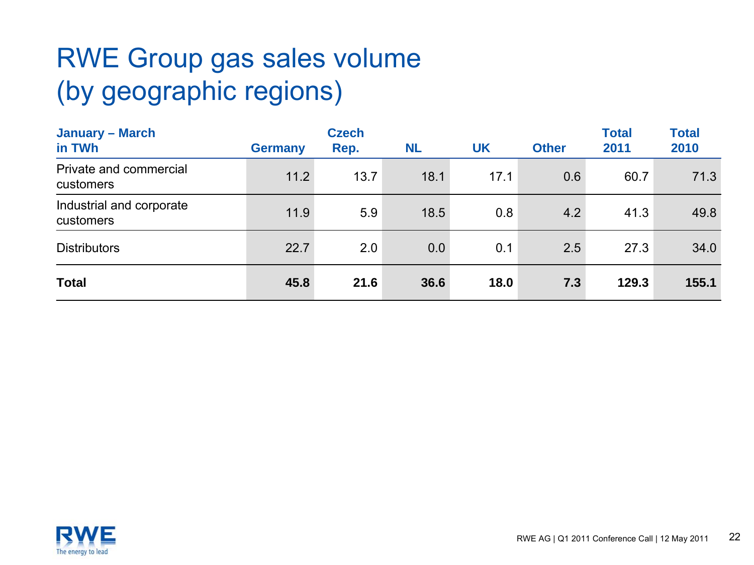# RWE Group gas sales volume (by geographic regions)

| January – March in TWh | Germany | Czech Rep. | NL | UK | Other | Total 2011 | Total 2010 |
|---|---|---|---|---|---|---|---|
| Private and commercial customers | 11.2 | 13.7 | 18.1 | 17.1 | 0.6 | 60.7 | 71.3 |
| Industrial and corporate customers | 11.9 | 5.9 | 18.5 | 0.8 | 4.2 | 41.3 | 49.8 |
| Distributors | 22.7 | 2.0 | 0.0 | 0.1 | 2.5 | 27.3 | 34.0 |
| **Total** | **45.8** | **21.6** | **36.6** | **18.0** | **7.3** | **129.3** | **155.1** |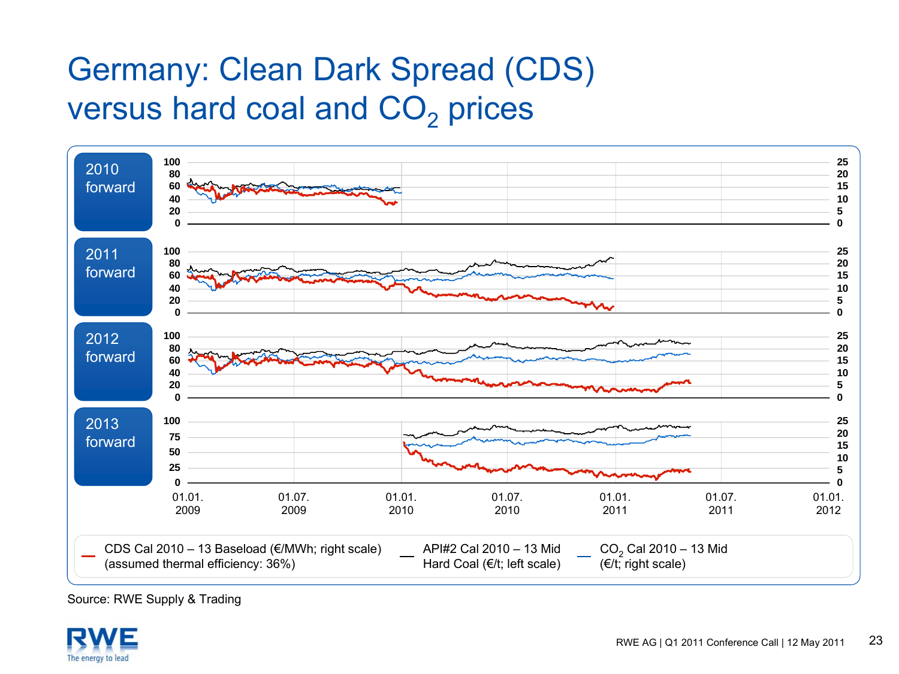# Germany: Clean Dark Spread (CDS) versus hard coal and $CO_2$ prices

2010 forward

100
80
60
40
20
0

25
20
15
10
5
0

2011 forward

100
80
60
40
20
0

25
20
15
10
5
0

2012 forward

100
80
60
40
20
0

25
20
15
10
5
0

2013 forward

100
75
50
25
0

25
20
15
10
5
0

01.01. 2009
01.07. 2009
01.01. 2010
01.07. 2010
01.01. 2011
01.07. 2011
01.01. 2012

CDS Cal 2010 – 13 Baseload (€/MWh; right scale) (assumed thermal efficiency: 36%)

API#2 Cal 2010 – 13 Mid Hard Coal (€/t; left scale)

$CO_2$ Cal 2010 – 13 Mid (€/t; right scale)

Source: RWE Supply & Trading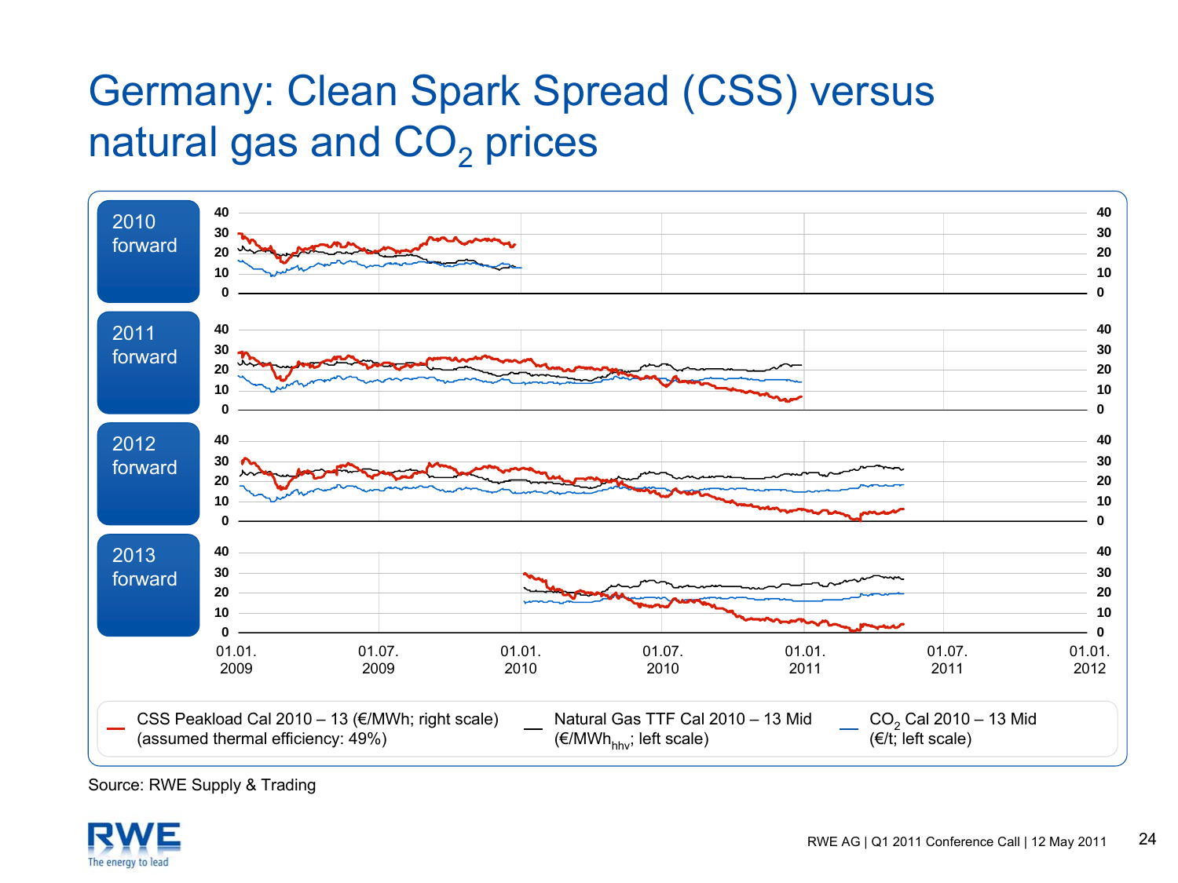# Germany: Clean Spark Spread (CSS) versus natural gas and $CO_2$ prices

2010 forward

2011 forward

2012 forward

2013 forward

40
30
20
10
0

01.01. 2009
01.07. 2009
01.01. 2010
01.07. 2010
01.01. 2011
01.07. 2011
01.01. 2012

CSS Peakload Cal 2010 – 13 (€/MWh; right scale) (assumed thermal efficiency: 49%)

Natural Gas TTF Cal 2010 – 13 Mid (€/$MWh_{hhv}$; left scale)

$CO_2$ Cal 2010 – 13 Mid (€/t; left scale)

Source: RWE Supply & Trading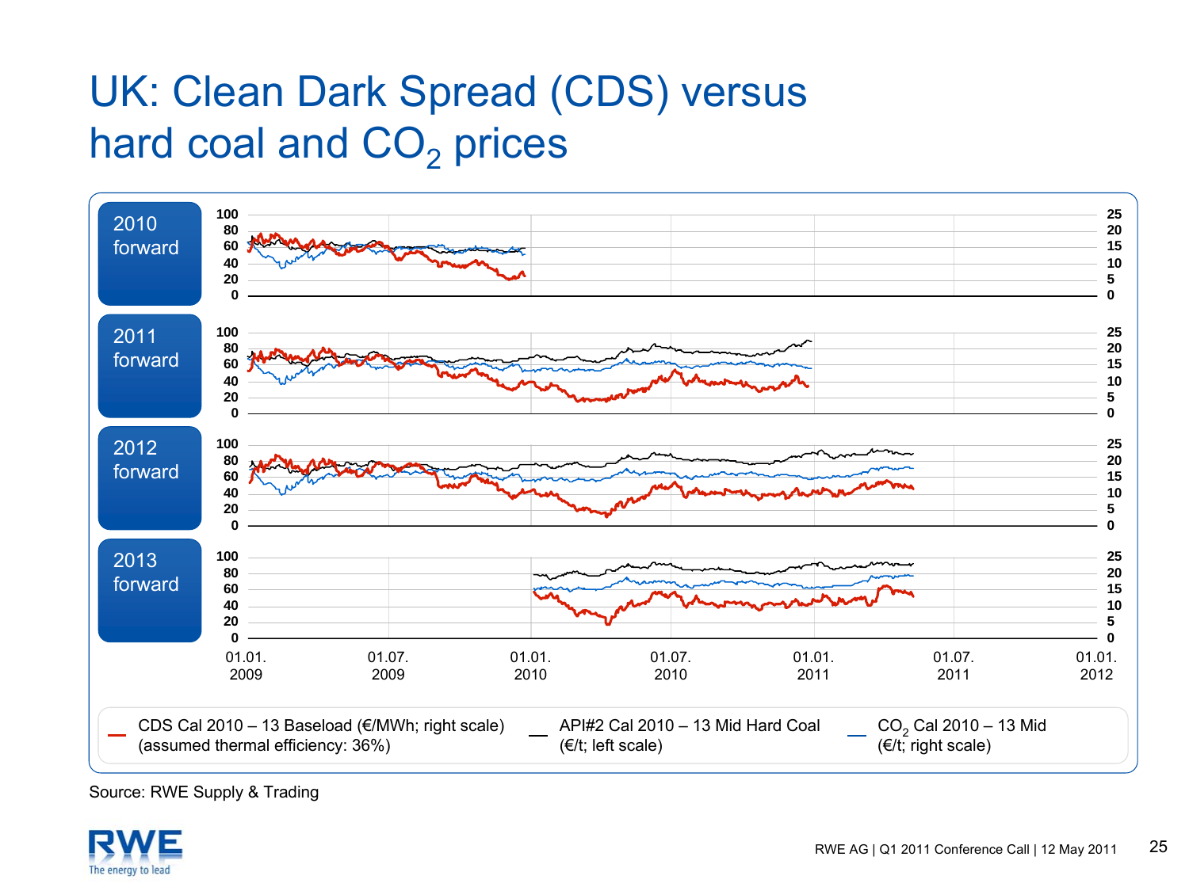# UK: Clean Dark Spread (CDS) versus hard coal and $CO_2$ prices

2010 forward

2011 forward

2012 forward

2013 forward

100
80
60
40
20
0

25
20
15
10
5
0

01.01. 2009
01.07. 2009
01.01. 2010
01.07. 2010
01.01. 2011
01.07. 2011
01.01. 2012

CDS Cal 2010 – 13 Baseload (€/MWh; right scale) (assumed thermal efficiency: 36%)

API#2 Cal 2010 – 13 Mid Hard Coal (€/t; left scale)

$CO_2$ Cal 2010 – 13 Mid (€/t; right scale)

Source: RWE Supply & Trading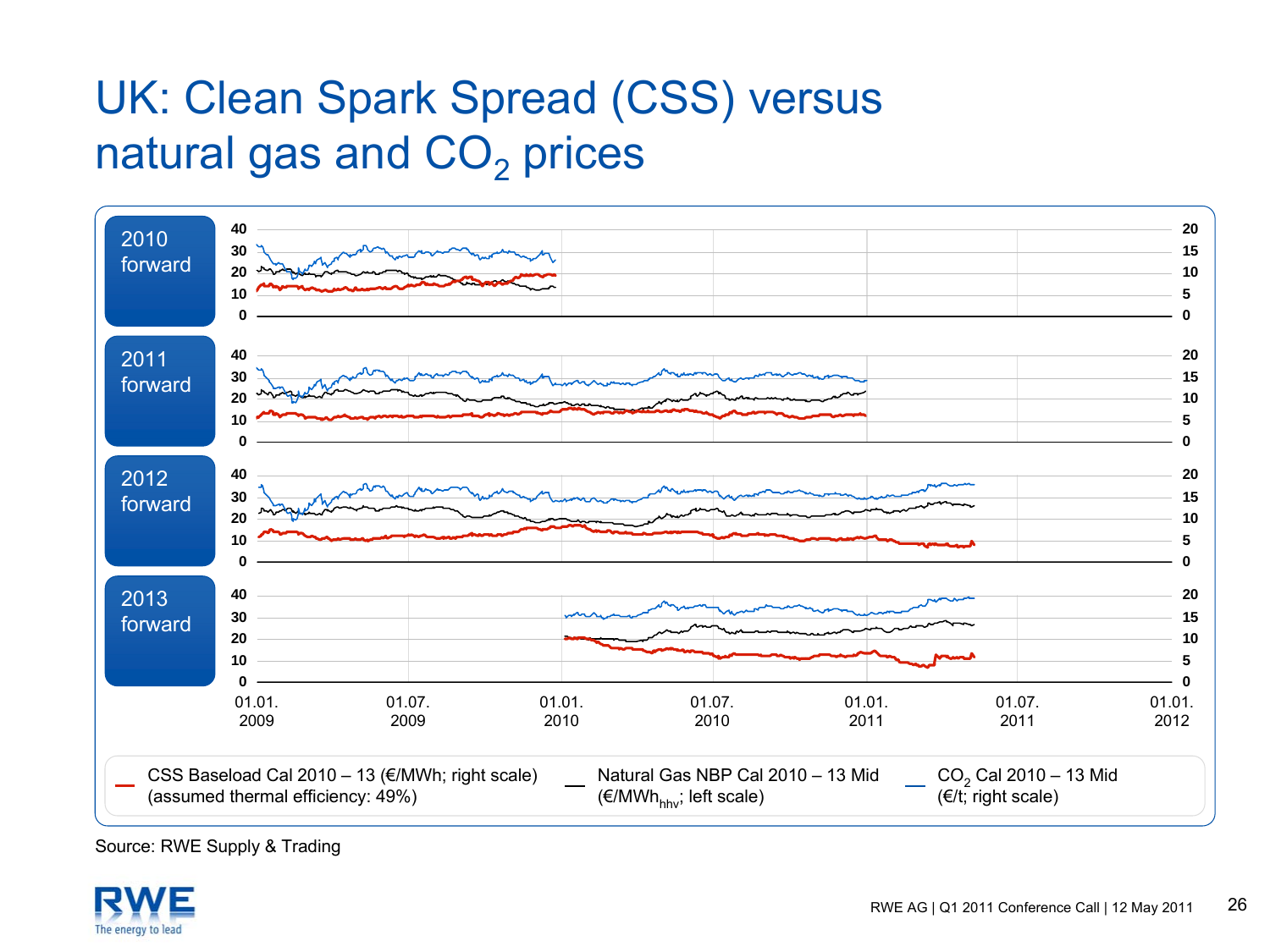# UK: Clean Spark Spread (CSS) versus natural gas and $CO_2$ prices

2010 forward

40
30
20
10
0

20
15
10
5
0

2011 forward

40
30
20
10
0

20
15
10
5
0

2012 forward

40
30
20
10
0

20
15
10
5
0

2013 forward

40
30
20
10
0

20
15
10
5
0

01.01. 2009
01.07. 2009
01.01. 2010
01.07. 2010
01.01. 2011
01.07. 2011
01.01. 2012

CSS Baseload Cal 2010 – 13 (€/MWh; right scale) (assumed thermal efficiency: 49%)

Natural Gas NBP Cal 2010 – 13 Mid (€/$MWh_{hhv}$; left scale)

$CO_2$ Cal 2010 – 13 Mid (€/t; right scale)

Source: RWE Supply & Trading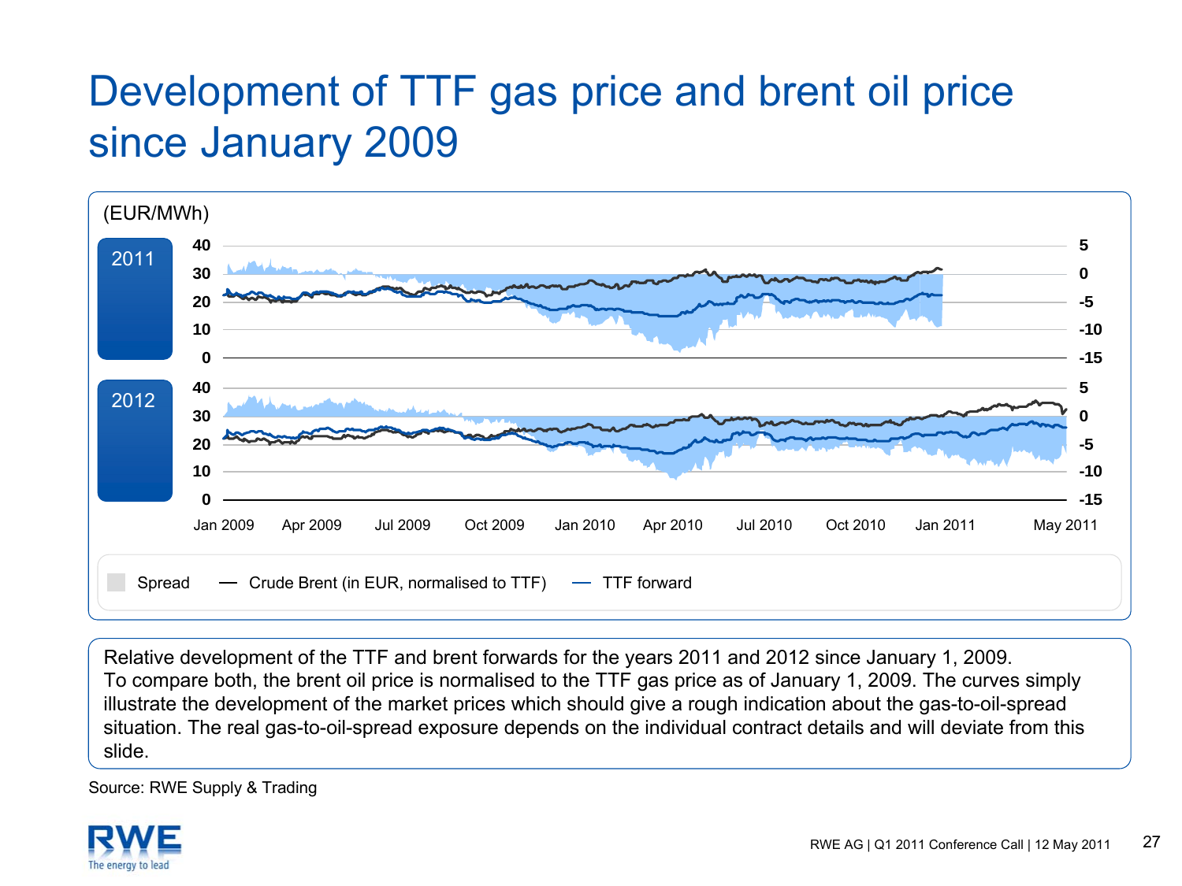# Development of TTF gas price and brent oil price since January 2009

(EUR/MWh)

2011

40
30
20
10
0

5
0
-5
-10
-15

2012

40
30
20
10
0

5
0
-5
-10
-15

Jan 2009 Apr 2009 Jul 2009 Oct 2009 Jan 2010 Apr 2010 Jul 2010 Oct 2010 Jan 2011 May 2011

Spread — Crude Brent (in EUR, normalised to TTF) — TTF forward

Relative development of the TTF and brent forwards for the years 2011 and 2012 since January 1, 2009.
To compare both, the brent oil price is normalised to the TTF gas price as of January 1, 2009. The curves simply illustrate the development of the market prices which should give a rough indication about the gas-to-oil-spread situation. The real gas-to-oil-spread exposure depends on the individual contract details and will deviate from this slide.

Source: RWE Supply & Trading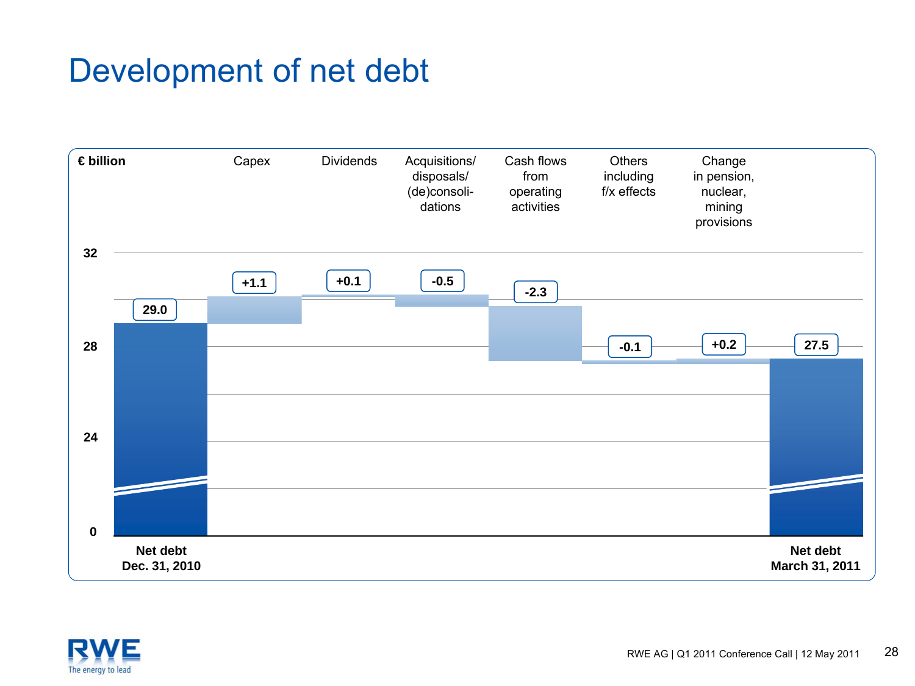# Development of net debt

€ billion

Capex

Dividends

Acquisitions/ disposals/ (de)consoli-dations

Cash flows from operating activities

Others including f/x effects

Change in pension, nuclear, mining provisions

32

28

24

0

29.0

+1.1

+0.1

-0.5

-2.3

-0.1

+0.2

27.5

Net debt Dec. 31, 2010

Net debt March 31, 2011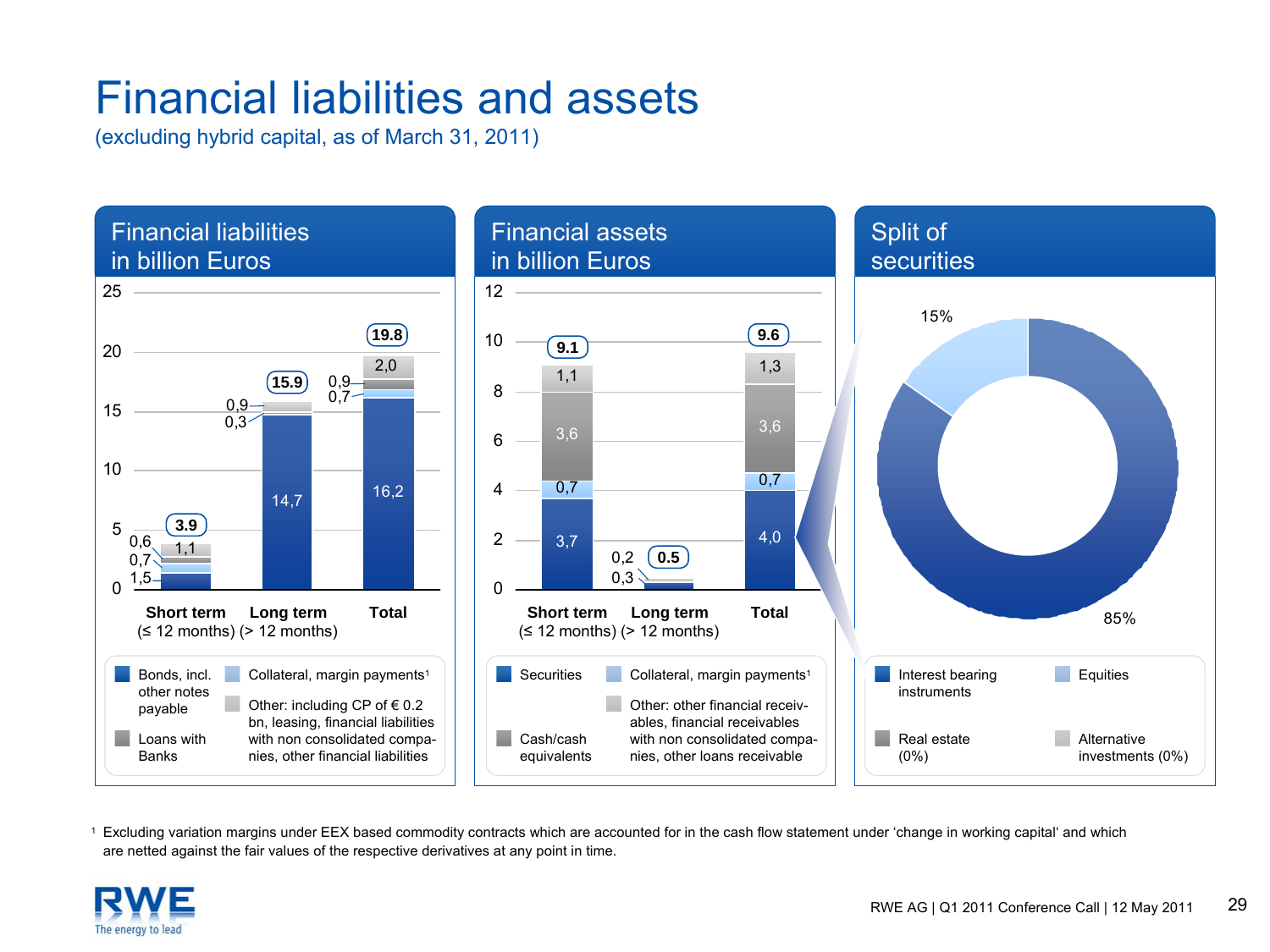# Financial liabilities and assets

(excluding hybrid capital, as of March 31, 2011)

## Financial liabilities in billion Euros

25
20
15
10
5
0

3.9
0,6
1,1
0,7
1,5

15.9
0,9
0,3
14,7

19.8
2,0
0,9
0,7
16,2

Short term (≤ 12 months)
Long term (> 12 months)
Total

- Bonds, incl. other notes payable
- Loans with Banks
- Collateral, margin payments[1]
- Other: including CP of € 0.2 bn, leasing, financial liabilities with non consolidated companies, other financial liabilities

## Financial assets in billion Euros

12
10
8
6
4
2
0

9.1
1,1
3,6
0,7
3,7

0.5
0,2
0,3

9.6
1,3
3,6
0,7
4,0

Short term (≤ 12 months)
Long term (> 12 months)
Total

- Securities
- Cash/cash equivalents
- Collateral, margin payments[1]
- Other: other financial receivables, financial receivables with non consolidated companies, other loans receivable

## Split of securities

15%
85%

- Interest bearing instruments
- Real estate (0%)
- Equities
- Alternative investments (0%)

[1] Excluding variation margins under EEX based commodity contracts which are accounted for in the cash flow statement under 'change in working capital' and which are netted against the fair values of the respective derivatives at any point in time.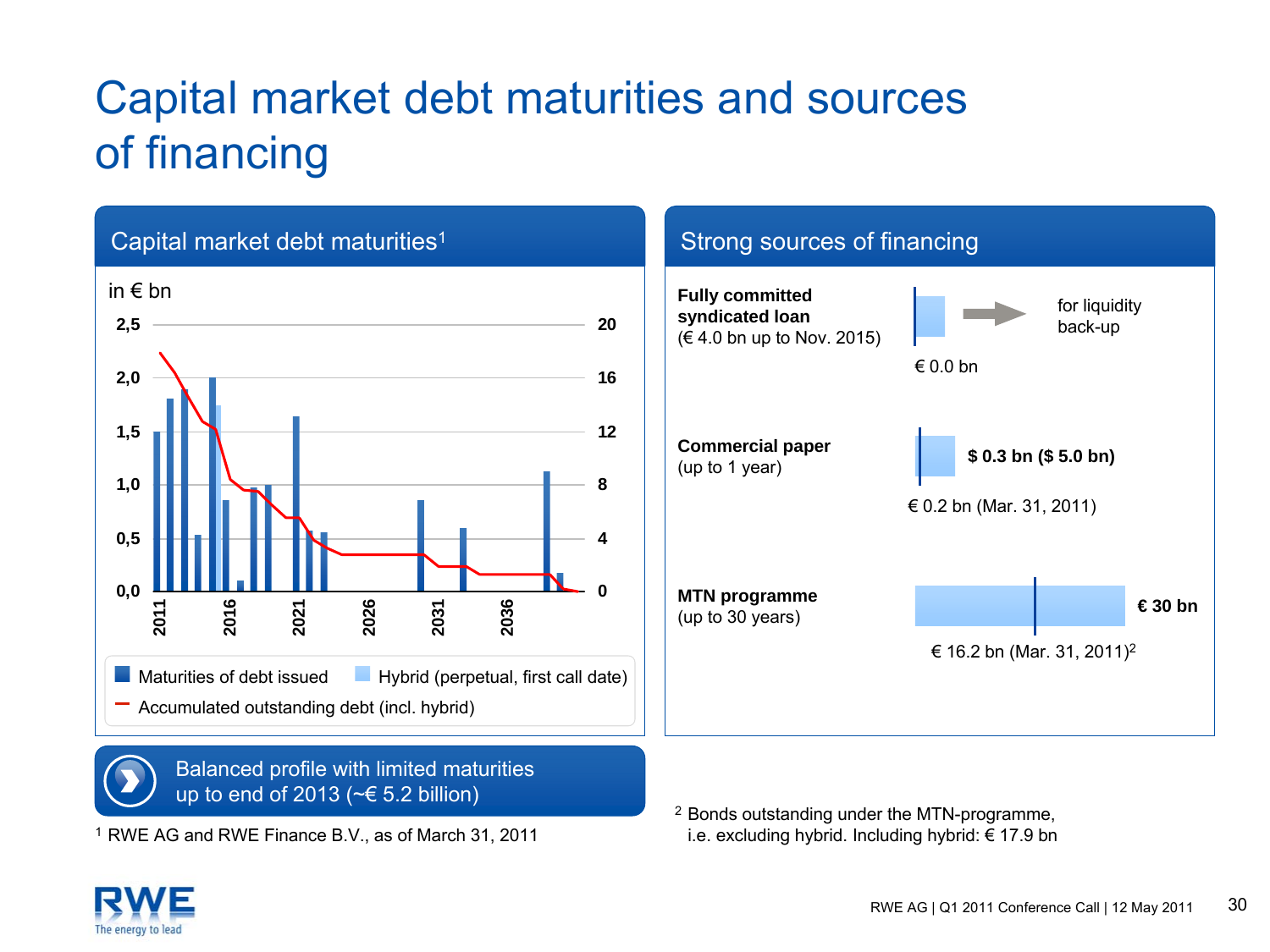# Capital market debt maturities and sources of financing

## Capital market debt maturities[1]

in € bn

2,5
2,0
1,5
1,0
0,5
0,0

20
16
12
8
4
0

2011
2016
2021
2026
2031
2036

Maturities of debt issued
Hybrid (perpetual, first call date)
Accumulated outstanding debt (incl. hybrid)

Balanced profile with limited maturities up to end of 2013 (~€ 5.2 billion)

[1] RWE AG and RWE Finance B.V., as of March 31, 2011

## Strong sources of financing

**Fully committed syndicated loan**
(€ 4.0 bn up to Nov. 2015)

for liquidity back-up

€ 0.0 bn

**Commercial paper**
(up to 1 year)

**$ 0.3 bn ($ 5.0 bn)**

€ 0.2 bn (Mar. 31, 2011)

**MTN programme**
(up to 30 years)

**€ 30 bn**

€ 16.2 bn (Mar. 31, 2011)[2]

[2] Bonds outstanding under the MTN-programme, i.e. excluding hybrid. Including hybrid: € 17.9 bn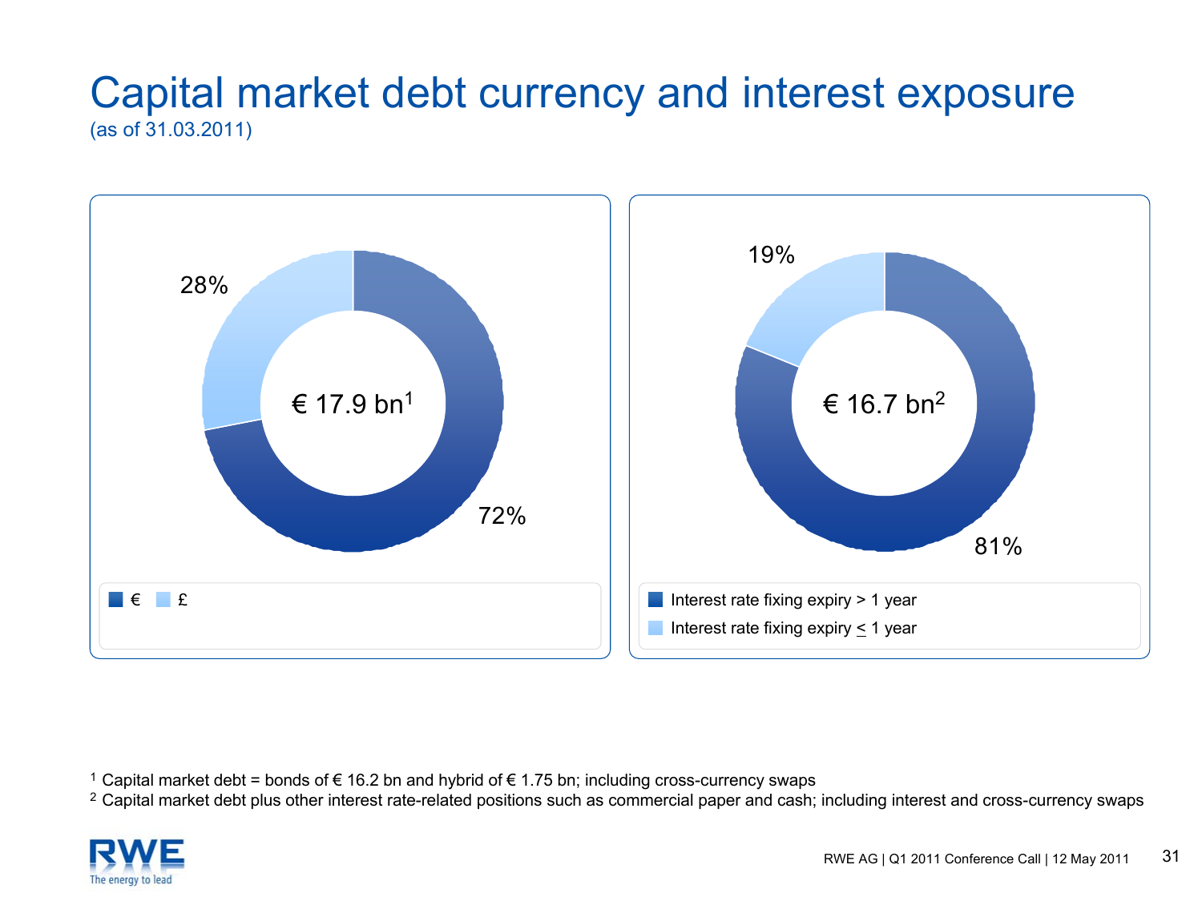# Capital market debt currency and interest exposure

(as of 31.03.2011)

28%

€ 17.9 bn[1]

72%

€ £

19%

€ 16.7 bn[2]

81%

Interest rate fixing expiry > 1 year

Interest rate fixing expiry ≤ 1 year

[1] Capital market debt = bonds of € 16.2 bn and hybrid of € 1.75 bn; including cross-currency swaps

[2] Capital market debt plus other interest rate-related positions such as commercial paper and cash; including interest and cross-currency swaps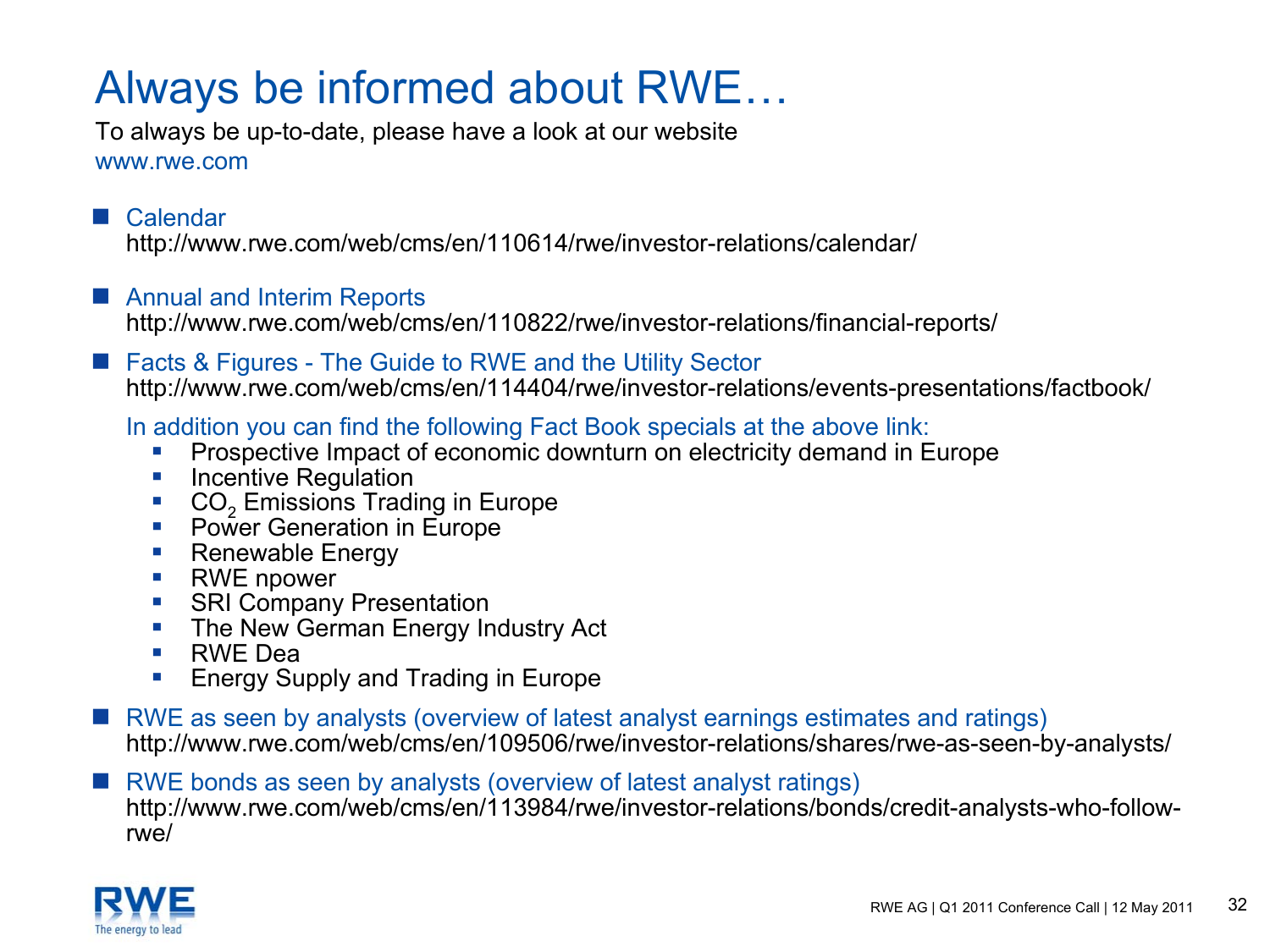# Always be informed about RWE…

To always be up-to-date, please have a look at our website
www.rwe.com

- Calendar
  http://www.rwe.com/web/cms/en/110614/rwe/investor-relations/calendar/

- Annual and Interim Reports
  http://www.rwe.com/web/cms/en/110822/rwe/investor-relations/financial-reports/

- Facts & Figures - The Guide to RWE and the Utility Sector
  http://www.rwe.com/web/cms/en/114404/rwe/investor-relations/events-presentations/factbook/

  In addition you can find the following Fact Book specials at the above link:
  - Prospective Impact of economic downturn on electricity demand in Europe
  - Incentive Regulation
  - $CO_2$ Emissions Trading in Europe
  - Power Generation in Europe
  - Renewable Energy
  - RWE npower
  - SRI Company Presentation
  - The New German Energy Industry Act
  - RWE Dea
  - Energy Supply and Trading in Europe

- RWE as seen by analysts (overview of latest analyst earnings estimates and ratings)
  http://www.rwe.com/web/cms/en/109506/rwe/investor-relations/shares/rwe-as-seen-by-analysts/

- RWE bonds as seen by analysts (overview of latest analyst ratings)
  http://www.rwe.com/web/cms/en/113984/rwe/investor-relations/bonds/credit-analysts-who-follow-rwe/